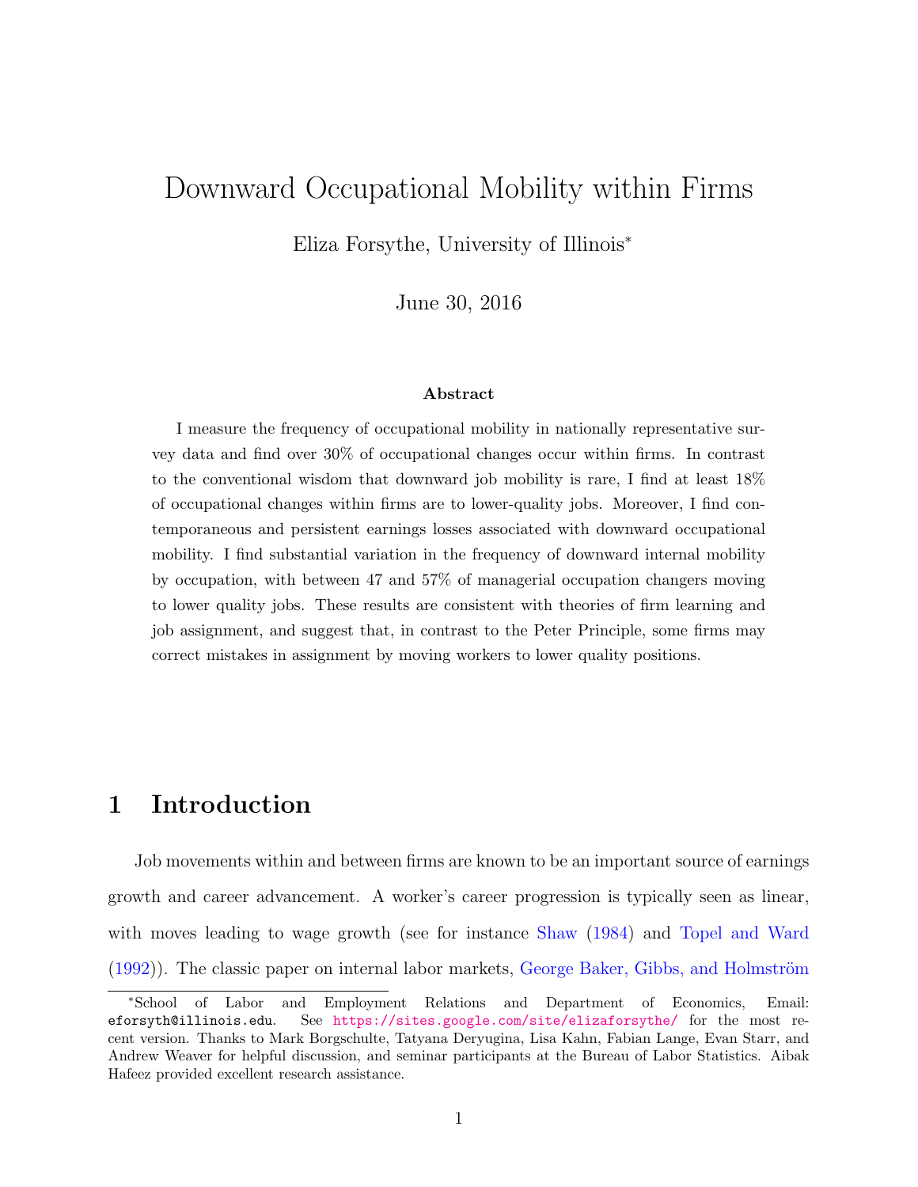# Downward Occupational Mobility within Firms

Eliza Forsythe, University of Illinois*

June 30, 2016

**Abstract**

I measure the frequency of occupational mobility in nationally representative survey data and find over 30% of occupational changes occur within firms. In contrast to the conventional wisdom that downward job mobility is rare, I find at least 18% of occupational changes within firms are to lower-quality jobs. Moreover, I find contemporaneous and persistent earnings losses associated with downward occupational mobility. I find substantial variation in the frequency of downward internal mobility by occupation, with between 47 and 57% of managerial occupation changers moving to lower quality jobs. These results are consistent with theories of firm learning and job assignment, and suggest that, in contrast to the Peter Principle, some firms may correct mistakes in assignment by moving workers to lower quality positions.

## 1 Introduction

Job movements within and between firms are known to be an important source of earnings growth and career advancement. A worker's career progression is typically seen as linear, with moves leading to wage growth (see for instance Shaw (1984) and Topel and Ward (1992)). The classic paper on internal labor markets, George Baker, Gibbs, and Holmström

---

*School of Labor and Employment Relations and Department of Economics, Email: eforsyth@illinois.edu. See https://sites.google.com/site/elizaforsythe/ for the most recent version. Thanks to Mark Borgschulte, Tatyana Deryugina, Lisa Kahn, Fabian Lange, Evan Starr, and Andrew Weaver for helpful discussion, and seminar participants at the Bureau of Labor Statistics. Aibak Hafeez provided excellent research assistance.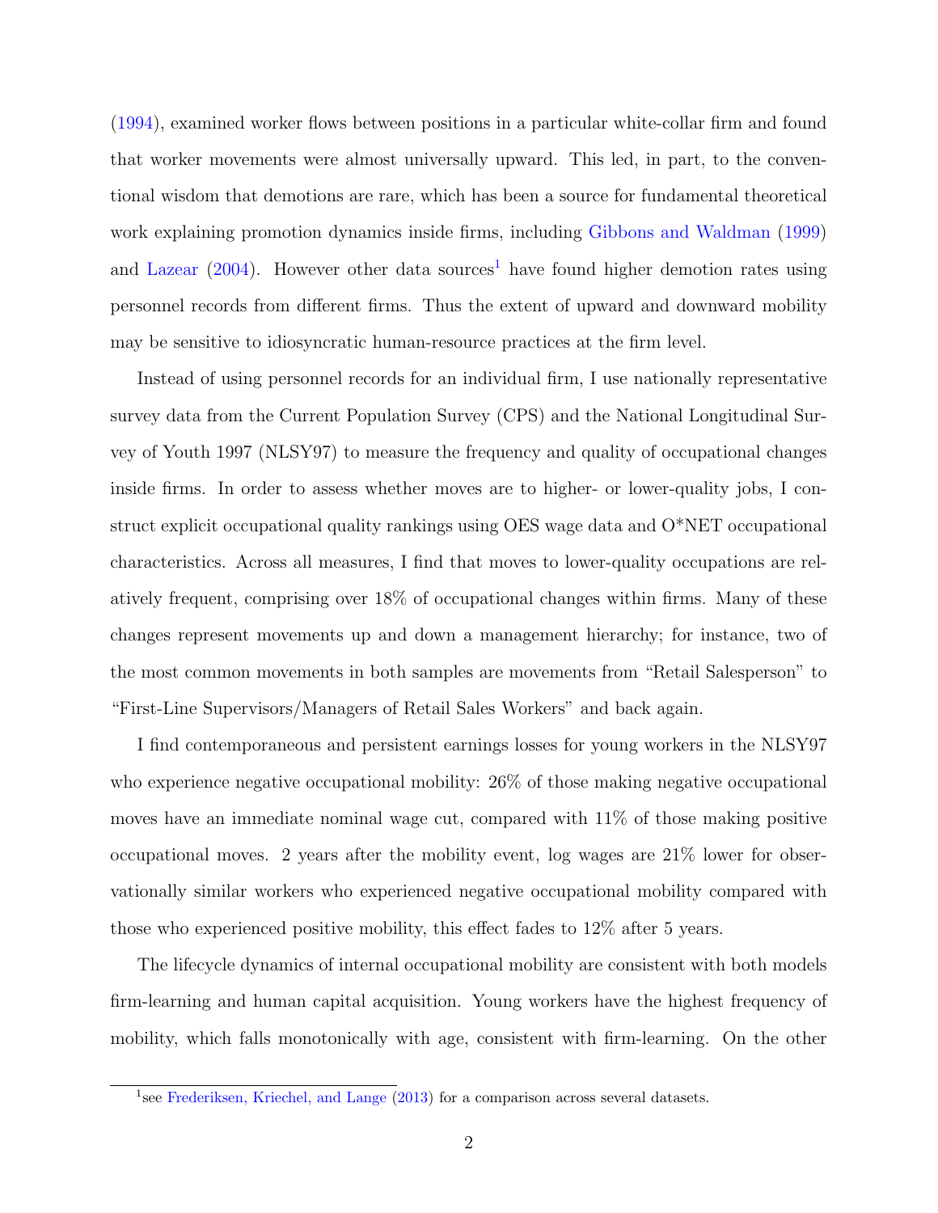(1994), examined worker flows between positions in a particular white-collar firm and found that worker movements were almost universally upward. This led, in part, to the conventional wisdom that demotions are rare, which has been a source for fundamental theoretical work explaining promotion dynamics inside firms, including Gibbons and Waldman (1999) and Lazear (2004). However other data sources[1] have found higher demotion rates using personnel records from different firms. Thus the extent of upward and downward mobility may be sensitive to idiosyncratic human-resource practices at the firm level.

Instead of using personnel records for an individual firm, I use nationally representative survey data from the Current Population Survey (CPS) and the National Longitudinal Survey of Youth 1997 (NLSY97) to measure the frequency and quality of occupational changes inside firms. In order to assess whether moves are to higher- or lower-quality jobs, I construct explicit occupational quality rankings using OES wage data and O*NET occupational characteristics. Across all measures, I find that moves to lower-quality occupations are relatively frequent, comprising over 18% of occupational changes within firms. Many of these changes represent movements up and down a management hierarchy; for instance, two of the most common movements in both samples are movements from "Retail Salesperson" to "First-Line Supervisors/Managers of Retail Sales Workers" and back again.

I find contemporaneous and persistent earnings losses for young workers in the NLSY97 who experience negative occupational mobility: 26% of those making negative occupational moves have an immediate nominal wage cut, compared with 11% of those making positive occupational moves. 2 years after the mobility event, log wages are 21% lower for observationally similar workers who experienced negative occupational mobility compared with those who experienced positive mobility, this effect fades to 12% after 5 years.

The lifecycle dynamics of internal occupational mobility are consistent with both models firm-learning and human capital acquisition. Young workers have the highest frequency of mobility, which falls monotonically with age, consistent with firm-learning. On the other

[1] see Frederiksen, Kriechel, and Lange (2013) for a comparison across several datasets.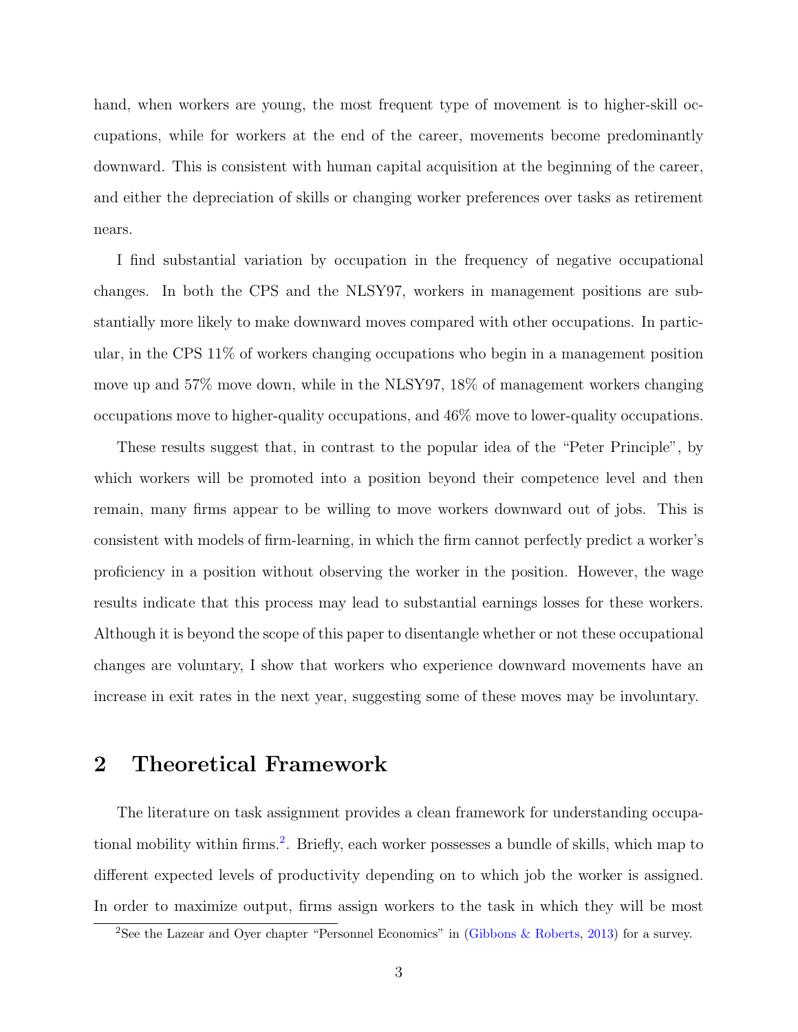hand, when workers are young, the most frequent type of movement is to higher-skill occupations, while for workers at the end of the career, movements become predominantly downward. This is consistent with human capital acquisition at the beginning of the career, and either the depreciation of skills or changing worker preferences over tasks as retirement nears.

I find substantial variation by occupation in the frequency of negative occupational changes. In both the CPS and the NLSY97, workers in management positions are substantially more likely to make downward moves compared with other occupations. In particular, in the CPS 11% of workers changing occupations who begin in a management position move up and 57% move down, while in the NLSY97, 18% of management workers changing occupations move to higher-quality occupations, and 46% move to lower-quality occupations.

These results suggest that, in contrast to the popular idea of the "Peter Principle", by which workers will be promoted into a position beyond their competence level and then remain, many firms appear to be willing to move workers downward out of jobs. This is consistent with models of firm-learning, in which the firm cannot perfectly predict a worker's proficiency in a position without observing the worker in the position. However, the wage results indicate that this process may lead to substantial earnings losses for these workers. Although it is beyond the scope of this paper to disentangle whether or not these occupational changes are voluntary, I show that workers who experience downward movements have an increase in exit rates in the next year, suggesting some of these moves may be involuntary.

## 2 Theoretical Framework

The literature on task assignment provides a clean framework for understanding occupational mobility within firms.[2]. Briefly, each worker possesses a bundle of skills, which map to different expected levels of productivity depending on to which job the worker is assigned. In order to maximize output, firms assign workers to the task in which they will be most

[2] See the Lazear and Oyer chapter "Personnel Economics" in (Gibbons & Roberts, 2013) for a survey.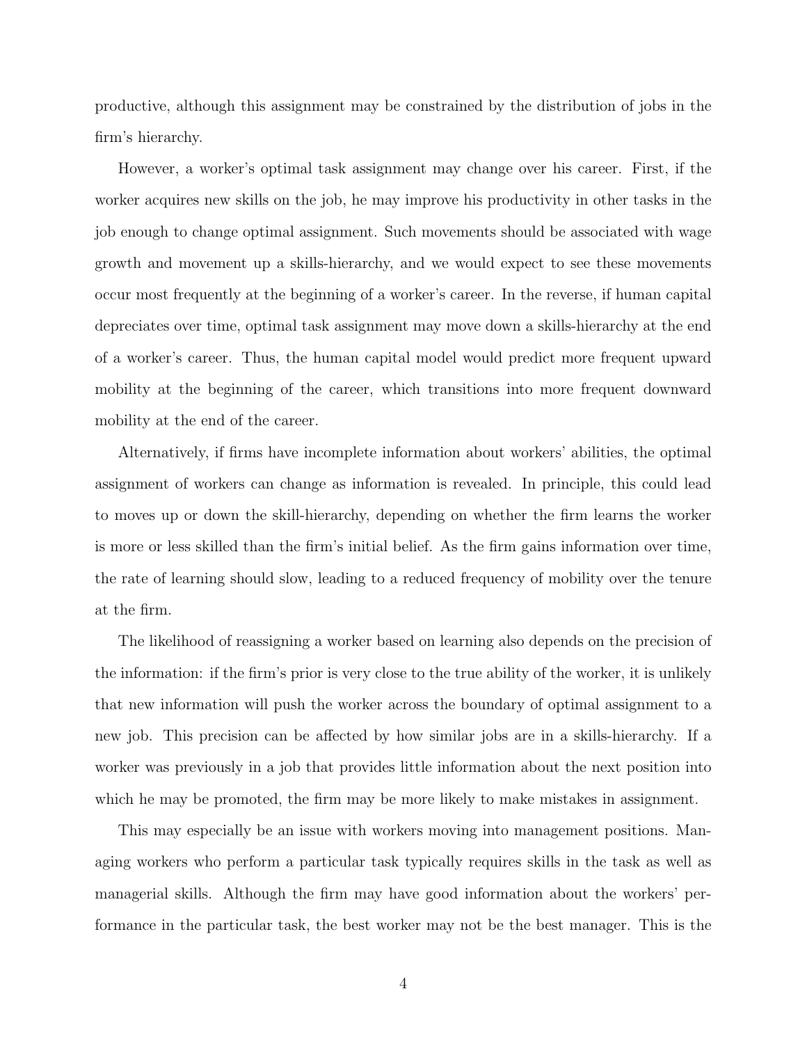productive, although this assignment may be constrained by the distribution of jobs in the firm's hierarchy.

However, a worker's optimal task assignment may change over his career. First, if the worker acquires new skills on the job, he may improve his productivity in other tasks in the job enough to change optimal assignment. Such movements should be associated with wage growth and movement up a skills-hierarchy, and we would expect to see these movements occur most frequently at the beginning of a worker's career. In the reverse, if human capital depreciates over time, optimal task assignment may move down a skills-hierarchy at the end of a worker's career. Thus, the human capital model would predict more frequent upward mobility at the beginning of the career, which transitions into more frequent downward mobility at the end of the career.

Alternatively, if firms have incomplete information about workers' abilities, the optimal assignment of workers can change as information is revealed. In principle, this could lead to moves up or down the skill-hierarchy, depending on whether the firm learns the worker is more or less skilled than the firm's initial belief. As the firm gains information over time, the rate of learning should slow, leading to a reduced frequency of mobility over the tenure at the firm.

The likelihood of reassigning a worker based on learning also depends on the precision of the information: if the firm's prior is very close to the true ability of the worker, it is unlikely that new information will push the worker across the boundary of optimal assignment to a new job. This precision can be affected by how similar jobs are in a skills-hierarchy. If a worker was previously in a job that provides little information about the next position into which he may be promoted, the firm may be more likely to make mistakes in assignment.

This may especially be an issue with workers moving into management positions. Managing workers who perform a particular task typically requires skills in the task as well as managerial skills. Although the firm may have good information about the workers' performance in the particular task, the best worker may not be the best manager. This is the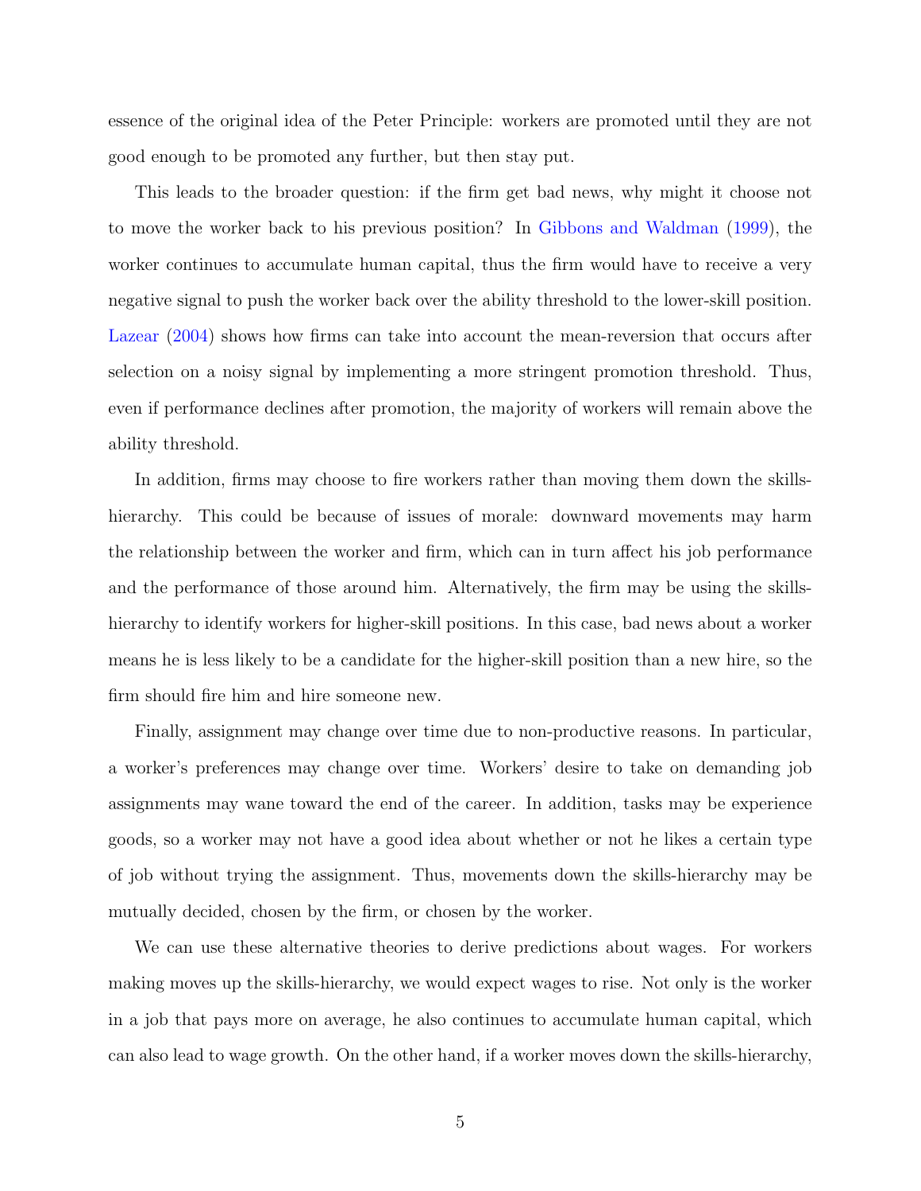essence of the original idea of the Peter Principle: workers are promoted until they are not good enough to be promoted any further, but then stay put.

This leads to the broader question: if the firm get bad news, why might it choose not to move the worker back to his previous position? In Gibbons and Waldman (1999), the worker continues to accumulate human capital, thus the firm would have to receive a very negative signal to push the worker back over the ability threshold to the lower-skill position. Lazear (2004) shows how firms can take into account the mean-reversion that occurs after selection on a noisy signal by implementing a more stringent promotion threshold. Thus, even if performance declines after promotion, the majority of workers will remain above the ability threshold.

In addition, firms may choose to fire workers rather than moving them down the skills-hierarchy. This could be because of issues of morale: downward movements may harm the relationship between the worker and firm, which can in turn affect his job performance and the performance of those around him. Alternatively, the firm may be using the skills-hierarchy to identify workers for higher-skill positions. In this case, bad news about a worker means he is less likely to be a candidate for the higher-skill position than a new hire, so the firm should fire him and hire someone new.

Finally, assignment may change over time due to non-productive reasons. In particular, a worker's preferences may change over time. Workers' desire to take on demanding job assignments may wane toward the end of the career. In addition, tasks may be experience goods, so a worker may not have a good idea about whether or not he likes a certain type of job without trying the assignment. Thus, movements down the skills-hierarchy may be mutually decided, chosen by the firm, or chosen by the worker.

We can use these alternative theories to derive predictions about wages. For workers making moves up the skills-hierarchy, we would expect wages to rise. Not only is the worker in a job that pays more on average, he also continues to accumulate human capital, which can also lead to wage growth. On the other hand, if a worker moves down the skills-hierarchy,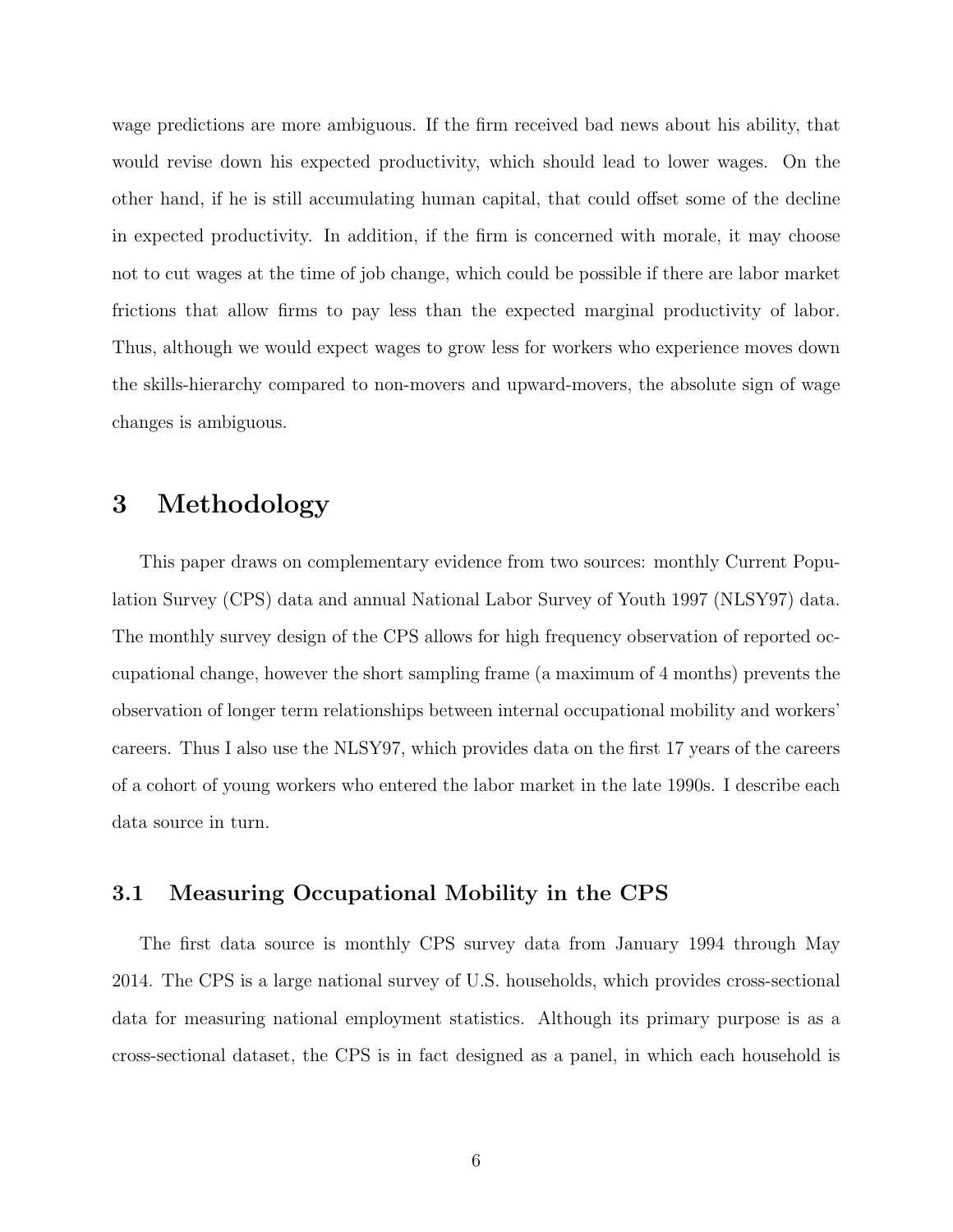wage predictions are more ambiguous. If the firm received bad news about his ability, that would revise down his expected productivity, which should lead to lower wages. On the other hand, if he is still accumulating human capital, that could offset some of the decline in expected productivity. In addition, if the firm is concerned with morale, it may choose not to cut wages at the time of job change, which could be possible if there are labor market frictions that allow firms to pay less than the expected marginal productivity of labor. Thus, although we would expect wages to grow less for workers who experience moves down the skills-hierarchy compared to non-movers and upward-movers, the absolute sign of wage changes is ambiguous.

# 3 Methodology

This paper draws on complementary evidence from two sources: monthly Current Population Survey (CPS) data and annual National Labor Survey of Youth 1997 (NLSY97) data. The monthly survey design of the CPS allows for high frequency observation of reported occupational change, however the short sampling frame (a maximum of 4 months) prevents the observation of longer term relationships between internal occupational mobility and workers' careers. Thus I also use the NLSY97, which provides data on the first 17 years of the careers of a cohort of young workers who entered the labor market in the late 1990s. I describe each data source in turn.

## 3.1 Measuring Occupational Mobility in the CPS

The first data source is monthly CPS survey data from January 1994 through May 2014. The CPS is a large national survey of U.S. households, which provides cross-sectional data for measuring national employment statistics. Although its primary purpose is as a cross-sectional dataset, the CPS is in fact designed as a panel, in which each household is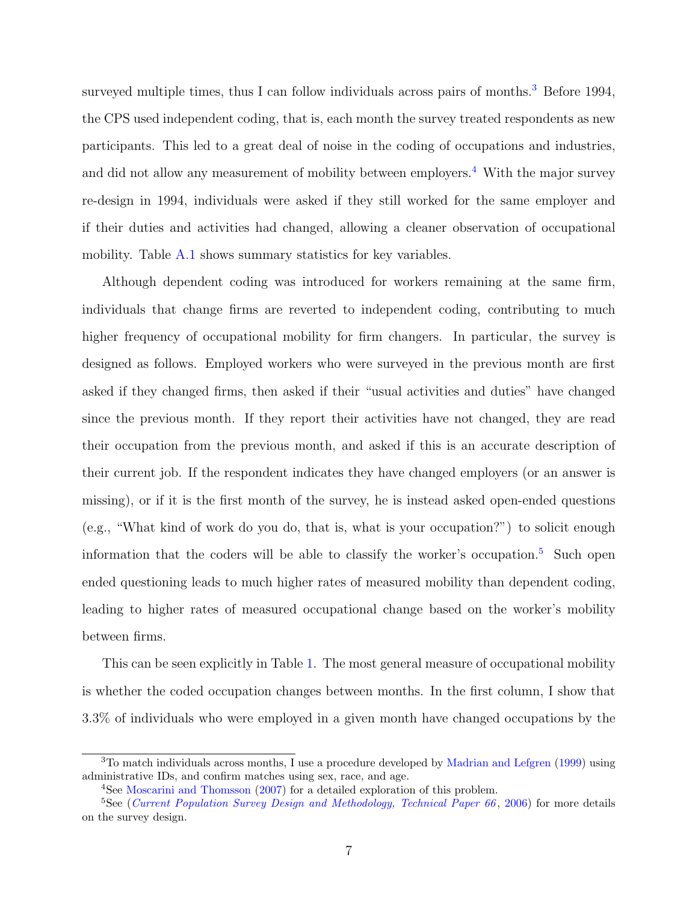surveyed multiple times, thus I can follow individuals across pairs of months.[3] Before 1994, the CPS used independent coding, that is, each month the survey treated respondents as new participants. This led to a great deal of noise in the coding of occupations and industries, and did not allow any measurement of mobility between employers.[4] With the major survey re-design in 1994, individuals were asked if they still worked for the same employer and if their duties and activities had changed, allowing a cleaner observation of occupational mobility. Table A.1 shows summary statistics for key variables.

Although dependent coding was introduced for workers remaining at the same firm, individuals that change firms are reverted to independent coding, contributing to much higher frequency of occupational mobility for firm changers. In particular, the survey is designed as follows. Employed workers who were surveyed in the previous month are first asked if they changed firms, then asked if their "usual activities and duties" have changed since the previous month. If they report their activities have not changed, they are read their occupation from the previous month, and asked if this is an accurate description of their current job. If the respondent indicates they have changed employers (or an answer is missing), or if it is the first month of the survey, he is instead asked open-ended questions (e.g., "What kind of work do you do, that is, what is your occupation?") to solicit enough information that the coders will be able to classify the worker's occupation.[5] Such open ended questioning leads to much higher rates of measured mobility than dependent coding, leading to higher rates of measured occupational change based on the worker's mobility between firms.

This can be seen explicitly in Table 1. The most general measure of occupational mobility is whether the coded occupation changes between months. In the first column, I show that 3.3% of individuals who were employed in a given month have changed occupations by the

[3] To match individuals across months, I use a procedure developed by Madrian and Lefgren (1999) using administrative IDs, and confirm matches using sex, race, and age.

[4] See Moscarini and Thomsson (2007) for a detailed exploration of this problem.

[5] See (*Current Population Survey Design and Methodology, Technical Paper 66*, 2006) for more details on the survey design.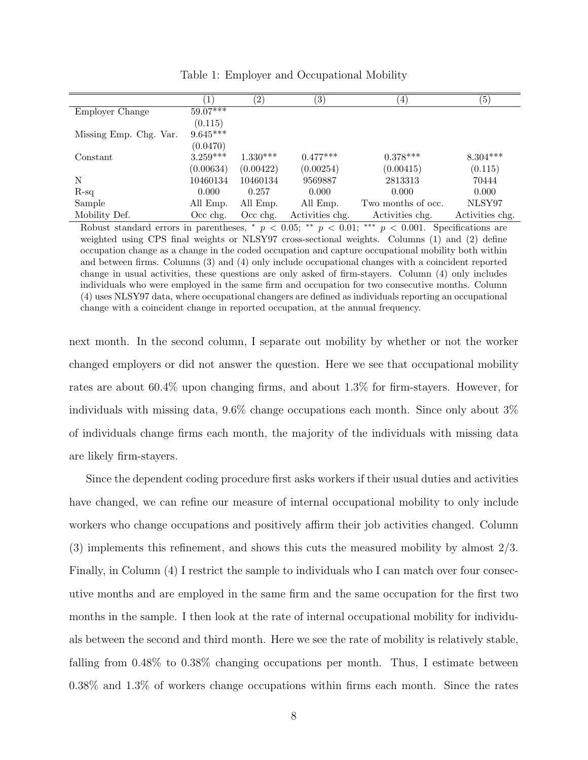Table 1: Employer and Occupational Mobility

| | (1) | (2) | (3) | (4) | (5) |
|---|---|---|---|---|---|
| Employer Change | 59.07*** | | | | |
| | (0.115) | | | | |
| Missing Emp. Chg. Var. | 9.645*** | | | | |
| | (0.0470) | | | | |
| Constant | 3.259*** | 1.330*** | 0.477*** | 0.378*** | 8.304*** |
| | (0.00634) | (0.00422) | (0.00254) | (0.00415) | (0.115) |
| N | 10460134 | 10460134 | 9569887 | 2813313 | 70444 |
| R-sq | 0.000 | 0.257 | 0.000 | 0.000 | 0.000 |
| Sample | All Emp. | All Emp. | All Emp. | Two months of occ. | NLSY97 |
| Mobility Def. | Occ chg. | Occ chg. | Activities chg. | Activities chg. | Activities chg. |

Robust standard errors in parentheses, * $p < 0.05$; ** $p < 0.01$; *** $p < 0.001$. Specifications are weighted using CPS final weights or NLSY97 cross-sectional weights. Columns (1) and (2) define occupation change as a change in the coded occupation and capture occupational mobility both within and between firms. Columns (3) and (4) only include occupational changes with a coincident reported change in usual activities, these questions are only asked of firm-stayers. Column (4) only includes individuals who were employed in the same firm and occupation for two consecutive months. Column (4) uses NLSY97 data, where occupational changers are defined as individuals reporting an occupational change with a coincident change in reported occupation, at the annual frequency.

next month. In the second column, I separate out mobility by whether or not the worker changed employers or did not answer the question. Here we see that occupational mobility rates are about 60.4% upon changing firms, and about 1.3% for firm-stayers. However, for individuals with missing data, 9.6% change occupations each month. Since only about 3% of individuals change firms each month, the majority of the individuals with missing data are likely firm-stayers.

Since the dependent coding procedure first asks workers if their usual duties and activities have changed, we can refine our measure of internal occupational mobility to only include workers who change occupations and positively affirm their job activities changed. Column (3) implements this refinement, and shows this cuts the measured mobility by almost 2/3. Finally, in Column (4) I restrict the sample to individuals who I can match over four consecutive months and are employed in the same firm and the same occupation for the first two months in the sample. I then look at the rate of internal occupational mobility for individuals between the second and third month. Here we see the rate of mobility is relatively stable, falling from 0.48% to 0.38% changing occupations per month. Thus, I estimate between 0.38% and 1.3% of workers change occupations within firms each month. Since the rates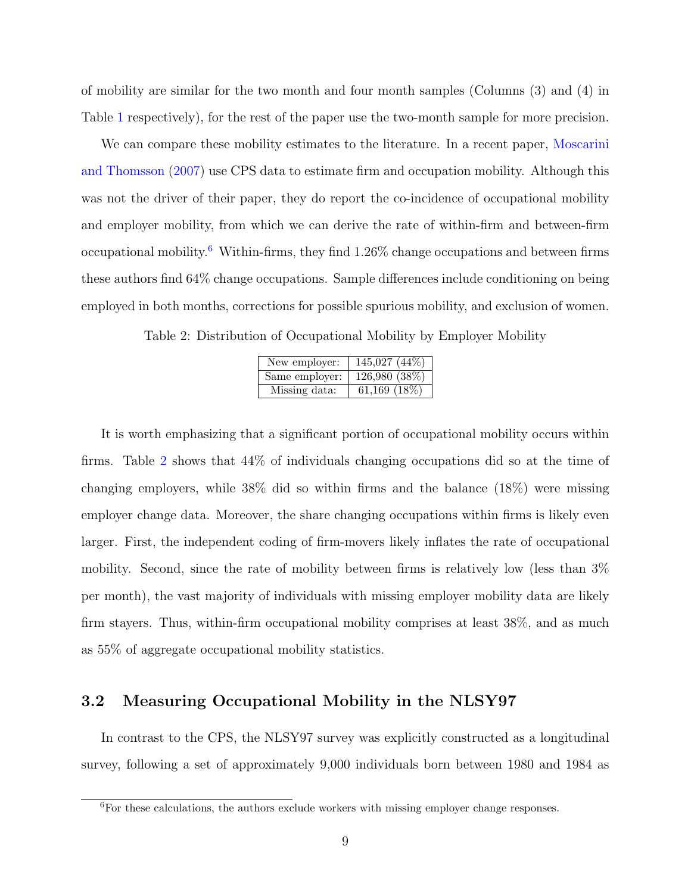of mobility are similar for the two month and four month samples (Columns (3) and (4) in Table 1 respectively), for the rest of the paper use the two-month sample for more precision.

We can compare these mobility estimates to the literature. In a recent paper, Moscarini and Thomsson (2007) use CPS data to estimate firm and occupation mobility. Although this was not the driver of their paper, they do report the co-incidence of occupational mobility and employer mobility, from which we can derive the rate of within-firm and between-firm occupational mobility.[6] Within-firms, they find 1.26% change occupations and between firms these authors find 64% change occupations. Sample differences include conditioning on being employed in both months, corrections for possible spurious mobility, and exclusion of women.

Table 2: Distribution of Occupational Mobility by Employer Mobility

| | |
|---|---|
| New employer: | 145,027 (44%) |
| Same employer: | 126,980 (38%) |
| Missing data: | 61,169 (18%) |

It is worth emphasizing that a significant portion of occupational mobility occurs within firms. Table 2 shows that 44% of individuals changing occupations did so at the time of changing employers, while 38% did so within firms and the balance (18%) were missing employer change data. Moreover, the share changing occupations within firms is likely even larger. First, the independent coding of firm-movers likely inflates the rate of occupational mobility. Second, since the rate of mobility between firms is relatively low (less than 3% per month), the vast majority of individuals with missing employer mobility data are likely firm stayers. Thus, within-firm occupational mobility comprises at least 38%, and as much as 55% of aggregate occupational mobility statistics.

## 3.2 Measuring Occupational Mobility in the NLSY97

In contrast to the CPS, the NLSY97 survey was explicitly constructed as a longitudinal survey, following a set of approximately 9,000 individuals born between 1980 and 1984 as

[6] For these calculations, the authors exclude workers with missing employer change responses.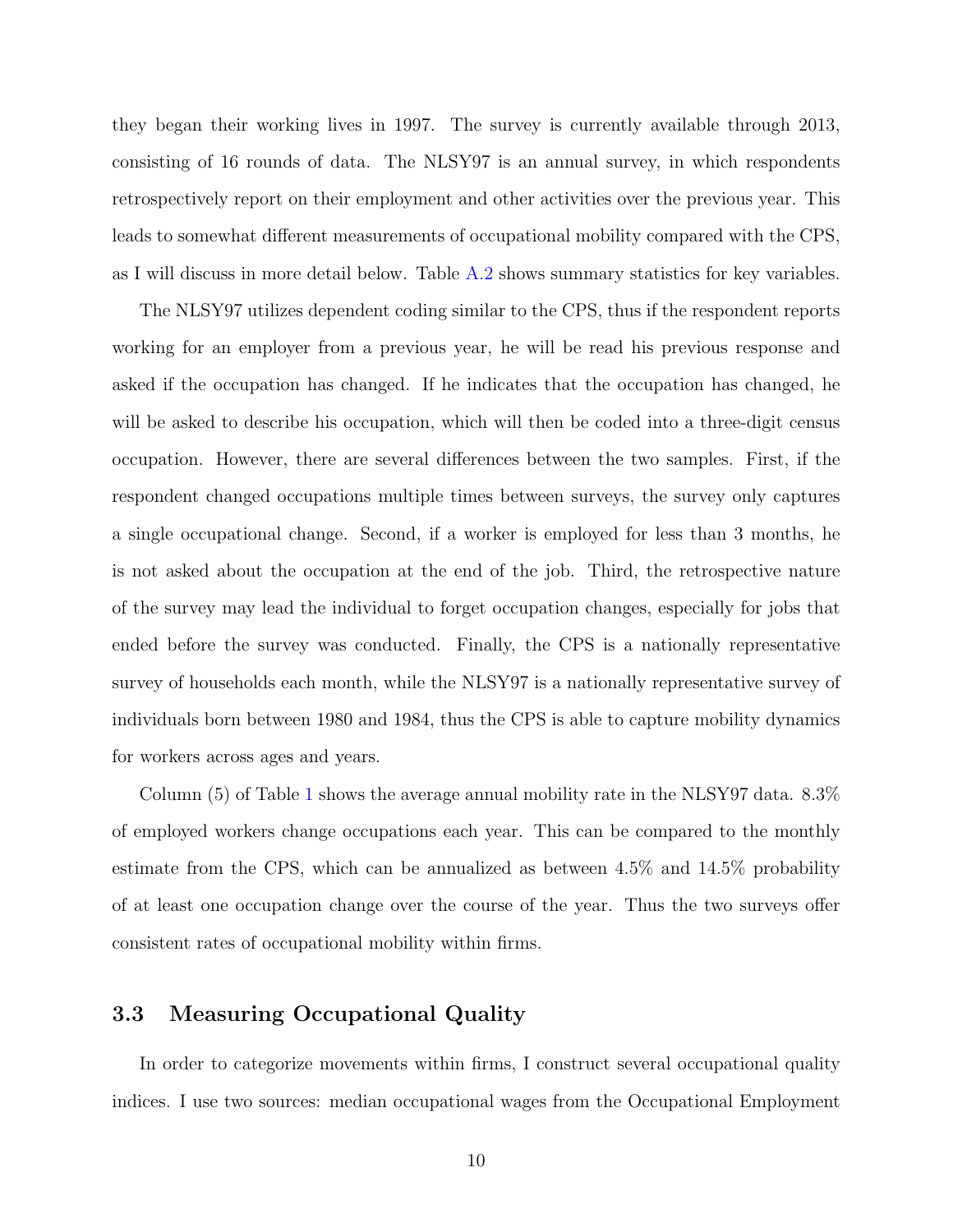they began their working lives in 1997. The survey is currently available through 2013, consisting of 16 rounds of data. The NLSY97 is an annual survey, in which respondents retrospectively report on their employment and other activities over the previous year. This leads to somewhat different measurements of occupational mobility compared with the CPS, as I will discuss in more detail below. Table A.2 shows summary statistics for key variables.

The NLSY97 utilizes dependent coding similar to the CPS, thus if the respondent reports working for an employer from a previous year, he will be read his previous response and asked if the occupation has changed. If he indicates that the occupation has changed, he will be asked to describe his occupation, which will then be coded into a three-digit census occupation. However, there are several differences between the two samples. First, if the respondent changed occupations multiple times between surveys, the survey only captures a single occupational change. Second, if a worker is employed for less than 3 months, he is not asked about the occupation at the end of the job. Third, the retrospective nature of the survey may lead the individual to forget occupation changes, especially for jobs that ended before the survey was conducted. Finally, the CPS is a nationally representative survey of households each month, while the NLSY97 is a nationally representative survey of individuals born between 1980 and 1984, thus the CPS is able to capture mobility dynamics for workers across ages and years.

Column (5) of Table 1 shows the average annual mobility rate in the NLSY97 data. 8.3% of employed workers change occupations each year. This can be compared to the monthly estimate from the CPS, which can be annualized as between 4.5% and 14.5% probability of at least one occupation change over the course of the year. Thus the two surveys offer consistent rates of occupational mobility within firms.

### 3.3 Measuring Occupational Quality

In order to categorize movements within firms, I construct several occupational quality indices. I use two sources: median occupational wages from the Occupational Employment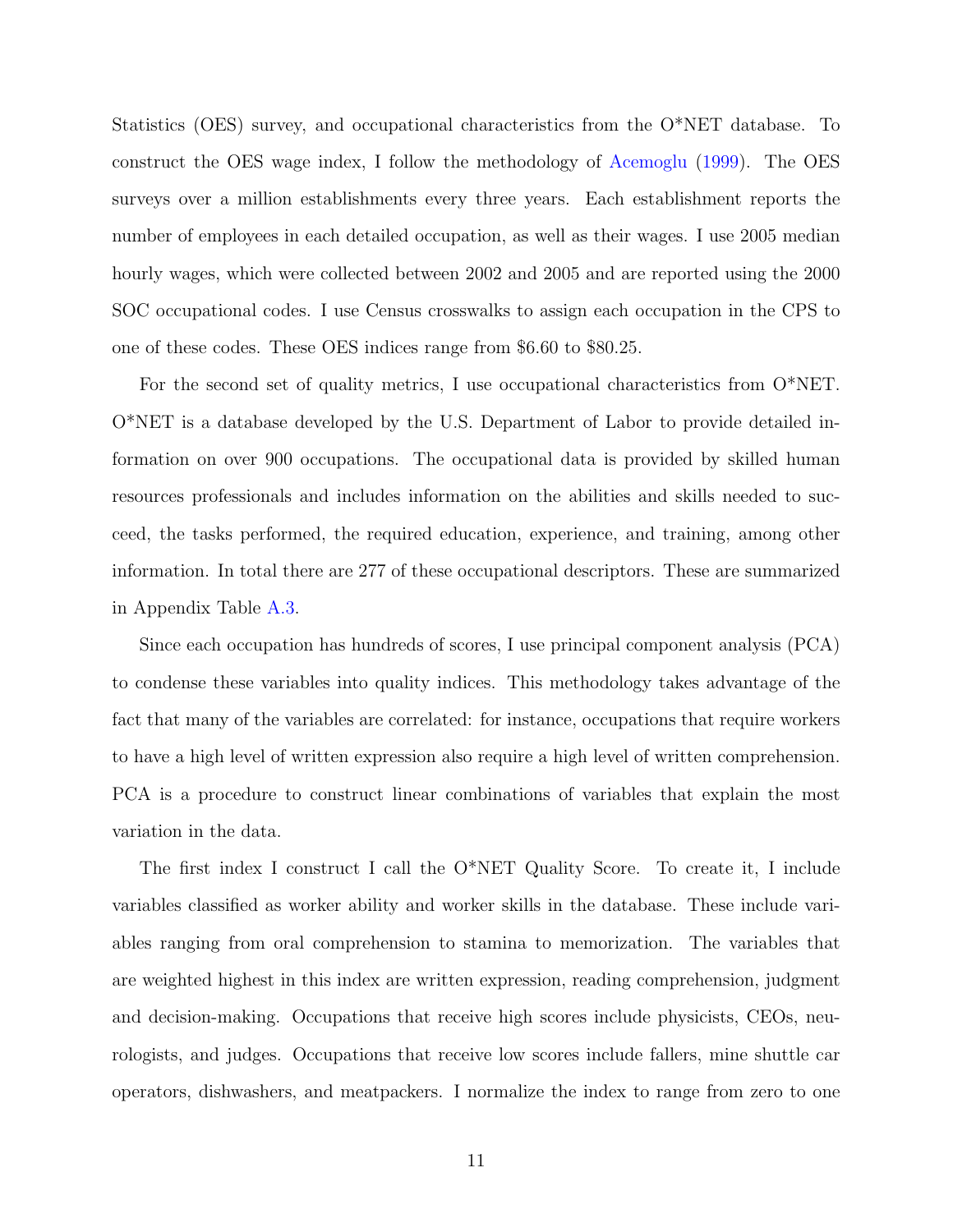Statistics (OES) survey, and occupational characteristics from the O*NET database. To construct the OES wage index, I follow the methodology of Acemoglu (1999). The OES surveys over a million establishments every three years. Each establishment reports the number of employees in each detailed occupation, as well as their wages. I use 2005 median hourly wages, which were collected between 2002 and 2005 and are reported using the 2000 SOC occupational codes. I use Census crosswalks to assign each occupation in the CPS to one of these codes. These OES indices range from \$6.60 to \$80.25.

For the second set of quality metrics, I use occupational characteristics from O*NET. O*NET is a database developed by the U.S. Department of Labor to provide detailed information on over 900 occupations. The occupational data is provided by skilled human resources professionals and includes information on the abilities and skills needed to succeed, the tasks performed, the required education, experience, and training, among other information. In total there are 277 of these occupational descriptors. These are summarized in Appendix Table A.3.

Since each occupation has hundreds of scores, I use principal component analysis (PCA) to condense these variables into quality indices. This methodology takes advantage of the fact that many of the variables are correlated: for instance, occupations that require workers to have a high level of written expression also require a high level of written comprehension. PCA is a procedure to construct linear combinations of variables that explain the most variation in the data.

The first index I construct I call the O*NET Quality Score. To create it, I include variables classified as worker ability and worker skills in the database. These include variables ranging from oral comprehension to stamina to memorization. The variables that are weighted highest in this index are written expression, reading comprehension, judgment and decision-making. Occupations that receive high scores include physicists, CEOs, neurologists, and judges. Occupations that receive low scores include fallers, mine shuttle car operators, dishwashers, and meatpackers. I normalize the index to range from zero to one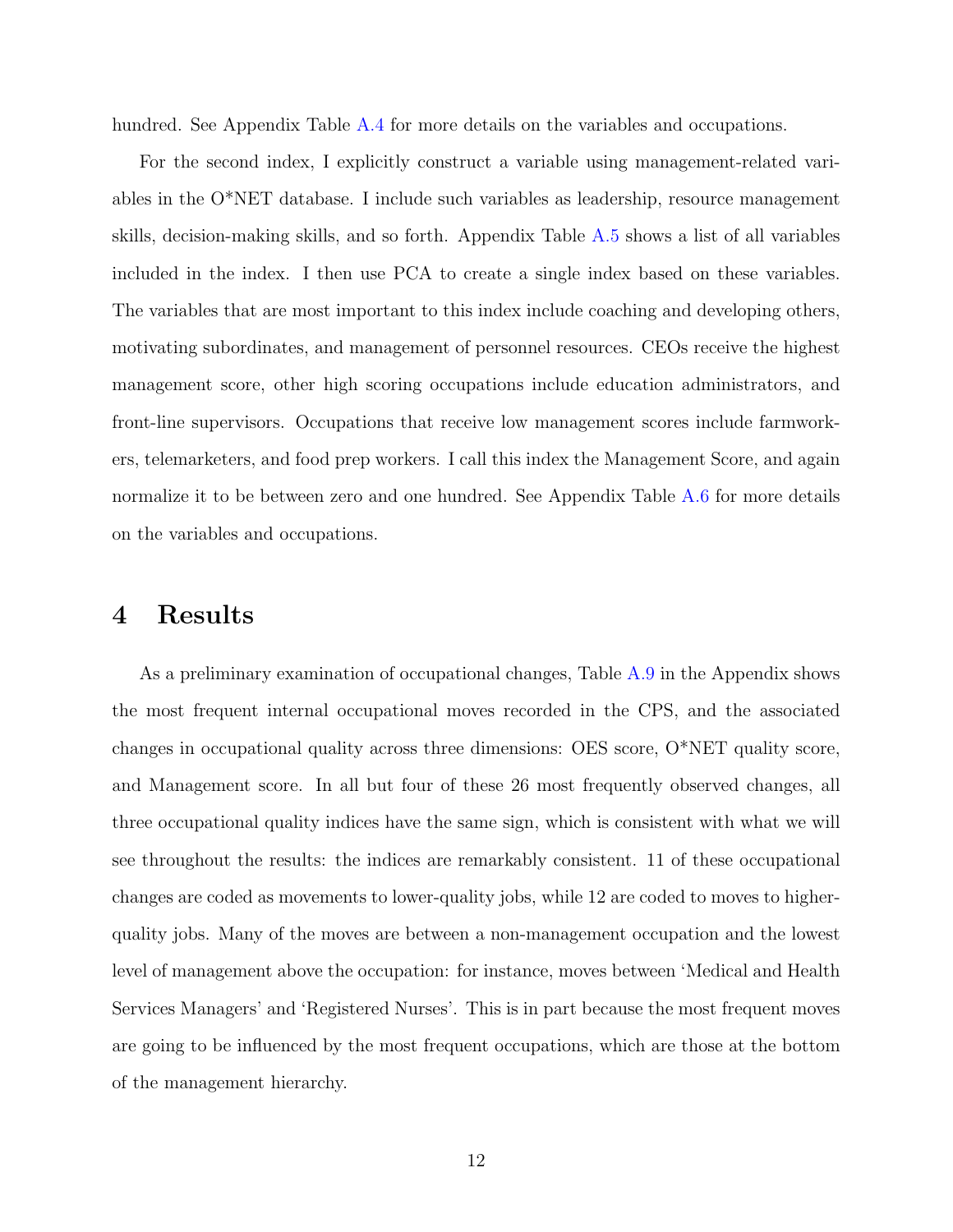hundred. See Appendix Table A.4 for more details on the variables and occupations.

For the second index, I explicitly construct a variable using management-related variables in the O*NET database. I include such variables as leadership, resource management skills, decision-making skills, and so forth. Appendix Table A.5 shows a list of all variables included in the index. I then use PCA to create a single index based on these variables. The variables that are most important to this index include coaching and developing others, motivating subordinates, and management of personnel resources. CEOs receive the highest management score, other high scoring occupations include education administrators, and front-line supervisors. Occupations that receive low management scores include farmworkers, telemarketers, and food prep workers. I call this index the Management Score, and again normalize it to be between zero and one hundred. See Appendix Table A.6 for more details on the variables and occupations.

# 4 Results

As a preliminary examination of occupational changes, Table A.9 in the Appendix shows the most frequent internal occupational moves recorded in the CPS, and the associated changes in occupational quality across three dimensions: OES score, O*NET quality score, and Management score. In all but four of these 26 most frequently observed changes, all three occupational quality indices have the same sign, which is consistent with what we will see throughout the results: the indices are remarkably consistent. 11 of these occupational changes are coded as movements to lower-quality jobs, while 12 are coded to moves to higher-quality jobs. Many of the moves are between a non-management occupation and the lowest level of management above the occupation: for instance, moves between 'Medical and Health Services Managers' and 'Registered Nurses'. This is in part because the most frequent moves are going to be influenced by the most frequent occupations, which are those at the bottom of the management hierarchy.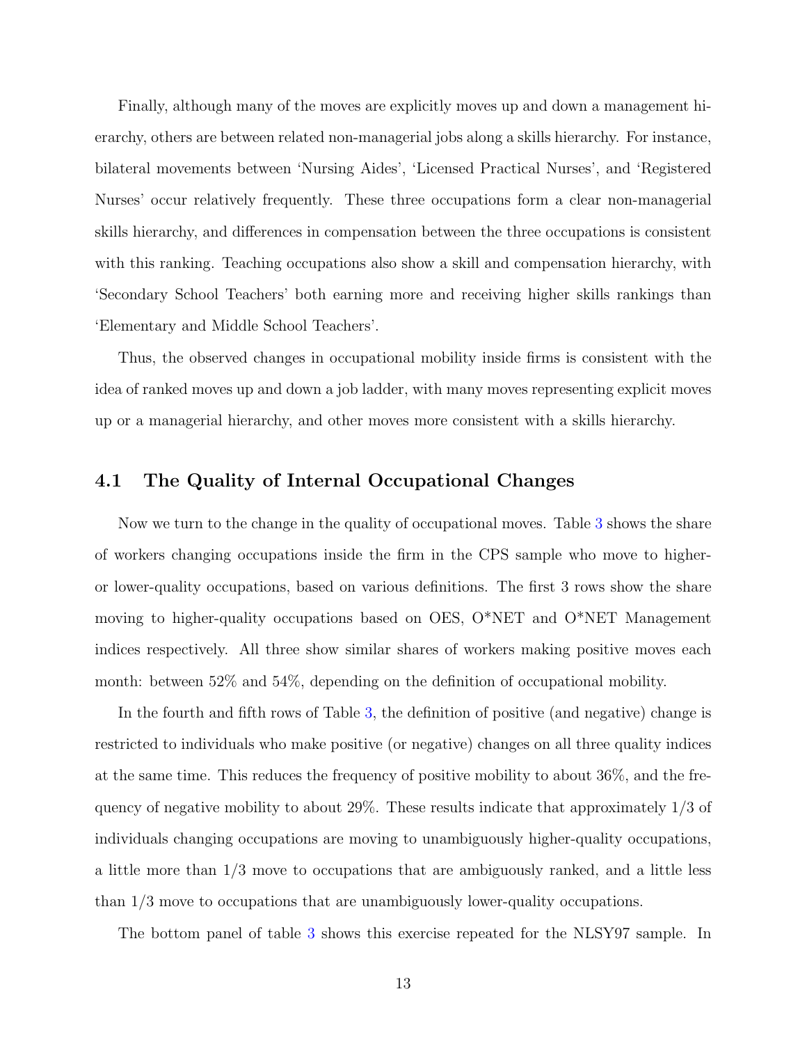Finally, although many of the moves are explicitly moves up and down a management hierarchy, others are between related non-managerial jobs along a skills hierarchy. For instance, bilateral movements between 'Nursing Aides', 'Licensed Practical Nurses', and 'Registered Nurses' occur relatively frequently. These three occupations form a clear non-managerial skills hierarchy, and differences in compensation between the three occupations is consistent with this ranking. Teaching occupations also show a skill and compensation hierarchy, with 'Secondary School Teachers' both earning more and receiving higher skills rankings than 'Elementary and Middle School Teachers'.

Thus, the observed changes in occupational mobility inside firms is consistent with the idea of ranked moves up and down a job ladder, with many moves representing explicit moves up or a managerial hierarchy, and other moves more consistent with a skills hierarchy.

## 4.1 The Quality of Internal Occupational Changes

Now we turn to the change in the quality of occupational moves. Table 3 shows the share of workers changing occupations inside the firm in the CPS sample who move to higher- or lower-quality occupations, based on various definitions. The first 3 rows show the share moving to higher-quality occupations based on OES, O*NET and O*NET Management indices respectively. All three show similar shares of workers making positive moves each month: between 52% and 54%, depending on the definition of occupational mobility.

In the fourth and fifth rows of Table 3, the definition of positive (and negative) change is restricted to individuals who make positive (or negative) changes on all three quality indices at the same time. This reduces the frequency of positive mobility to about 36%, and the frequency of negative mobility to about 29%. These results indicate that approximately 1/3 of individuals changing occupations are moving to unambiguously higher-quality occupations, a little more than 1/3 move to occupations that are ambiguously ranked, and a little less than 1/3 move to occupations that are unambiguously lower-quality occupations.

The bottom panel of table 3 shows this exercise repeated for the NLSY97 sample. In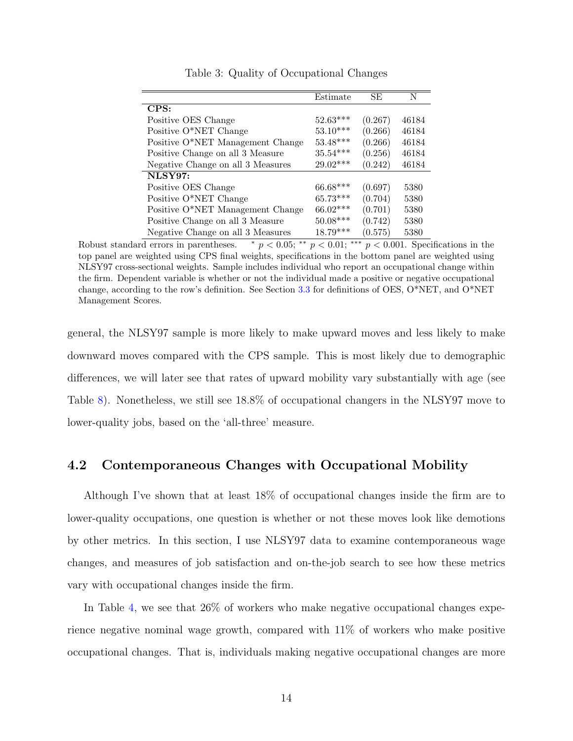Table 3: Quality of Occupational Changes

| | Estimate | SE | N |
|---|---|---|---|
| **CPS:** | | | |
| Positive OES Change | 52.63*** | (0.267) | 46184 |
| Positive O*NET Change | 53.10*** | (0.266) | 46184 |
| Positive O*NET Management Change | 53.48*** | (0.266) | 46184 |
| Positive Change on all 3 Measure | 35.54*** | (0.256) | 46184 |
| Negative Change on all 3 Measures | 29.02*** | (0.242) | 46184 |
| **NLSY97:** | | | |
| Positive OES Change | 66.68*** | (0.697) | 5380 |
| Positive O*NET Change | 65.73*** | (0.704) | 5380 |
| Positive O*NET Management Change | 66.02*** | (0.701) | 5380 |
| Positive Change on all 3 Measure | 50.08*** | (0.742) | 5380 |
| Negative Change on all 3 Measures | 18.79*** | (0.575) | 5380 |

Robust standard errors in parentheses. * $p < 0.05$; ** $p < 0.01$; *** $p < 0.001$. Specifications in the top panel are weighted using CPS final weights, specifications in the bottom panel are weighted using NLSY97 cross-sectional weights. Sample includes individual who report an occupational change within the firm. Dependent variable is whether or not the individual made a positive or negative occupational change, according to the row's definition. See Section 3.3 for definitions of OES, O*NET, and O*NET Management Scores.

general, the NLSY97 sample is more likely to make upward moves and less likely to make downward moves compared with the CPS sample. This is most likely due to demographic differences, we will later see that rates of upward mobility vary substantially with age (see Table 8). Nonetheless, we still see 18.8% of occupational changers in the NLSY97 move to lower-quality jobs, based on the 'all-three' measure.

## 4.2 Contemporaneous Changes with Occupational Mobility

Although I've shown that at least 18% of occupational changes inside the firm are to lower-quality occupations, one question is whether or not these moves look like demotions by other metrics. In this section, I use NLSY97 data to examine contemporaneous wage changes, and measures of job satisfaction and on-the-job search to see how these metrics vary with occupational changes inside the firm.

In Table 4, we see that 26% of workers who make negative occupational changes experience negative nominal wage growth, compared with 11% of workers who make positive occupational changes. That is, individuals making negative occupational changes are more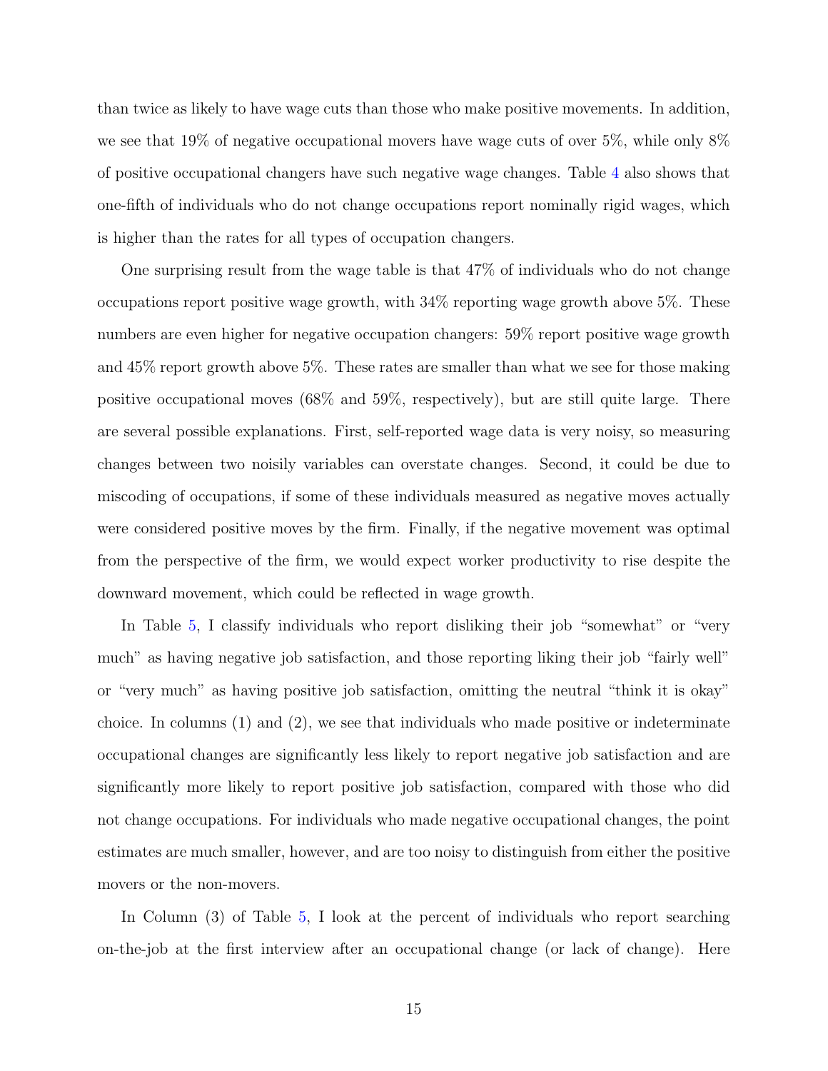than twice as likely to have wage cuts than those who make positive movements. In addition, we see that 19% of negative occupational movers have wage cuts of over 5%, while only 8% of positive occupational changers have such negative wage changes. Table 4 also shows that one-fifth of individuals who do not change occupations report nominally rigid wages, which is higher than the rates for all types of occupation changers.

One surprising result from the wage table is that 47% of individuals who do not change occupations report positive wage growth, with 34% reporting wage growth above 5%. These numbers are even higher for negative occupation changers: 59% report positive wage growth and 45% report growth above 5%. These rates are smaller than what we see for those making positive occupational moves (68% and 59%, respectively), but are still quite large. There are several possible explanations. First, self-reported wage data is very noisy, so measuring changes between two noisily variables can overstate changes. Second, it could be due to miscoding of occupations, if some of these individuals measured as negative moves actually were considered positive moves by the firm. Finally, if the negative movement was optimal from the perspective of the firm, we would expect worker productivity to rise despite the downward movement, which could be reflected in wage growth.

In Table 5, I classify individuals who report disliking their job "somewhat" or "very much" as having negative job satisfaction, and those reporting liking their job "fairly well" or "very much" as having positive job satisfaction, omitting the neutral "think it is okay" choice. In columns (1) and (2), we see that individuals who made positive or indeterminate occupational changes are significantly less likely to report negative job satisfaction and are significantly more likely to report positive job satisfaction, compared with those who did not change occupations. For individuals who made negative occupational changes, the point estimates are much smaller, however, and are too noisy to distinguish from either the positive movers or the non-movers.

In Column (3) of Table 5, I look at the percent of individuals who report searching on-the-job at the first interview after an occupational change (or lack of change). Here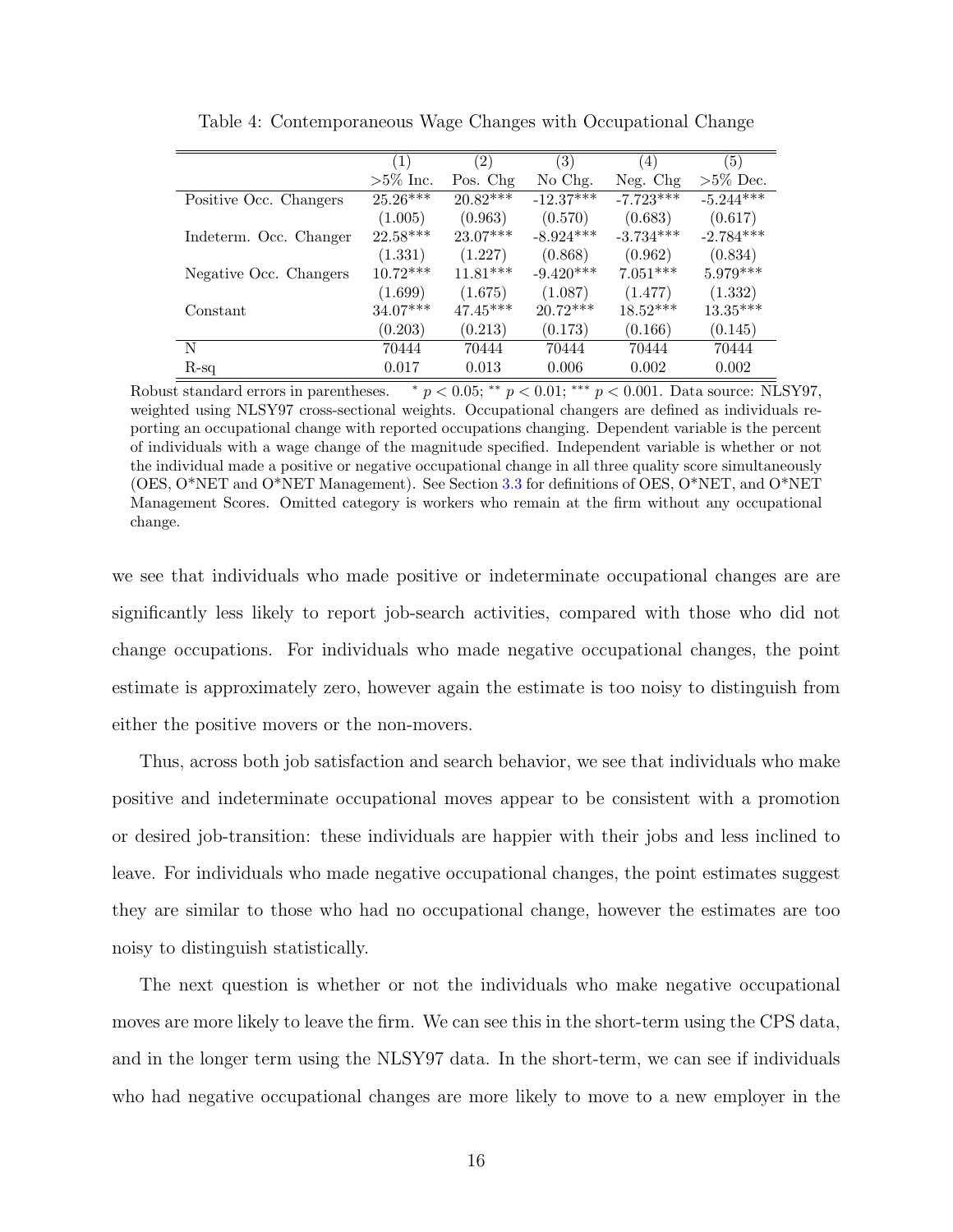Table 4: Contemporaneous Wage Changes with Occupational Change

| | (1) | (2) | (3) | (4) | (5) |
|---|---|---|---|---|---|
| | >5% Inc. | Pos. Chg | No Chg. | Neg. Chg | >5% Dec. |
| Positive Occ. Changers | 25.26*** | 20.82*** | -12.37*** | -7.723*** | -5.244*** |
| | (1.005) | (0.963) | (0.570) | (0.683) | (0.617) |
| Indeterm. Occ. Changer | 22.58*** | 23.07*** | -8.924*** | -3.734*** | -2.784*** |
| | (1.331) | (1.227) | (0.868) | (0.962) | (0.834) |
| Negative Occ. Changers | 10.72*** | 11.81*** | -9.420*** | 7.051*** | 5.979*** |
| | (1.699) | (1.675) | (1.087) | (1.477) | (1.332) |
| Constant | 34.07*** | 47.45*** | 20.72*** | 18.52*** | 13.35*** |
| | (0.203) | (0.213) | (0.173) | (0.166) | (0.145) |
| N | 70444 | 70444 | 70444 | 70444 | 70444 |
| R-sq | 0.017 | 0.013 | 0.006 | 0.002 | 0.002 |

Robust standard errors in parentheses. * $p < 0.05$; ** $p < 0.01$; *** $p < 0.001$. Data source: NLSY97, weighted using NLSY97 cross-sectional weights. Occupational changers are defined as individuals reporting an occupational change with reported occupations changing. Dependent variable is the percent of individuals with a wage change of the magnitude specified. Independent variable is whether or not the individual made a positive or negative occupational change in all three quality score simultaneously (OES, O*NET and O*NET Management). See Section 3.3 for definitions of OES, O*NET, and O*NET Management Scores. Omitted category is workers who remain at the firm without any occupational change.

we see that individuals who made positive or indeterminate occupational changes are are significantly less likely to report job-search activities, compared with those who did not change occupations. For individuals who made negative occupational changes, the point estimate is approximately zero, however again the estimate is too noisy to distinguish from either the positive movers or the non-movers.

Thus, across both job satisfaction and search behavior, we see that individuals who make positive and indeterminate occupational moves appear to be consistent with a promotion or desired job-transition: these individuals are happier with their jobs and less inclined to leave. For individuals who made negative occupational changes, the point estimates suggest they are similar to those who had no occupational change, however the estimates are too noisy to distinguish statistically.

The next question is whether or not the individuals who make negative occupational moves are more likely to leave the firm. We can see this in the short-term using the CPS data, and in the longer term using the NLSY97 data. In the short-term, we can see if individuals who had negative occupational changes are more likely to move to a new employer in the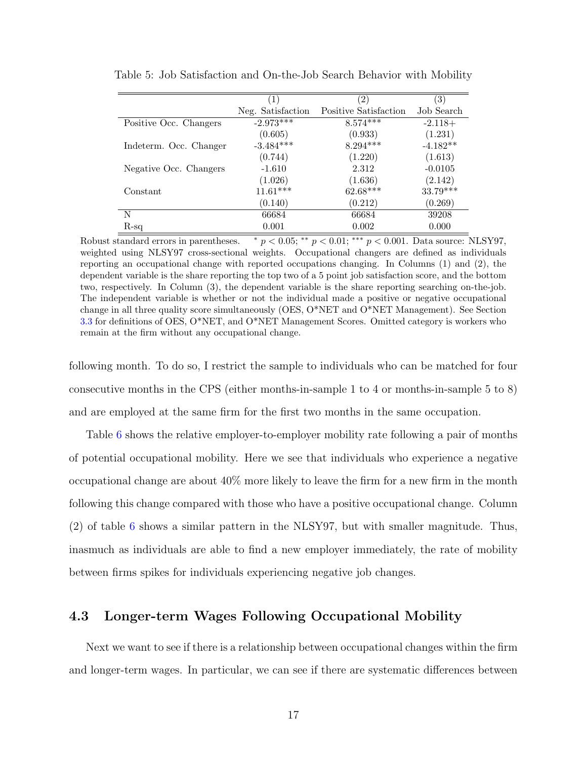Table 5: Job Satisfaction and On-the-Job Search Behavior with Mobility

| | (1) | (2) | (3) |
|---|---|---|---|
| | Neg. Satisfaction | Positive Satisfaction | Job Search |
| Positive Occ. Changers | -2.973*** | 8.574*** | -2.118+ |
| | (0.605) | (0.933) | (1.231) |
| Indeterm. Occ. Changer | -3.484*** | 8.294*** | -4.182** |
| | (0.744) | (1.220) | (1.613) |
| Negative Occ. Changers | -1.610 | 2.312 | -0.0105 |
| | (1.026) | (1.636) | (2.142) |
| Constant | 11.61*** | 62.68*** | 33.79*** |
| | (0.140) | (0.212) | (0.269) |
| N | 66684 | 66684 | 39208 |
| R-sq | 0.001 | 0.002 | 0.000 |

Robust standard errors in parentheses. * $p < 0.05$; ** $p < 0.01$; *** $p < 0.001$. Data source: NLSY97, weighted using NLSY97 cross-sectional weights. Occupational changers are defined as individuals reporting an occupational change with reported occupations changing. In Columns (1) and (2), the dependent variable is the share reporting the top two of a 5 point job satisfaction score, and the bottom two, respectively. In Column (3), the dependent variable is the share reporting searching on-the-job. The independent variable is whether or not the individual made a positive or negative occupational change in all three quality score simultaneously (OES, O*NET and O*NET Management). See Section 3.3 for definitions of OES, O*NET, and O*NET Management Scores. Omitted category is workers who remain at the firm without any occupational change.

following month. To do so, I restrict the sample to individuals who can be matched for four consecutive months in the CPS (either months-in-sample 1 to 4 or months-in-sample 5 to 8) and are employed at the same firm for the first two months in the same occupation.

Table 6 shows the relative employer-to-employer mobility rate following a pair of months of potential occupational mobility. Here we see that individuals who experience a negative occupational change are about 40% more likely to leave the firm for a new firm in the month following this change compared with those who have a positive occupational change. Column (2) of table 6 shows a similar pattern in the NLSY97, but with smaller magnitude. Thus, inasmuch as individuals are able to find a new employer immediately, the rate of mobility between firms spikes for individuals experiencing negative job changes.

## 4.3 Longer-term Wages Following Occupational Mobility

Next we want to see if there is a relationship between occupational changes within the firm and longer-term wages. In particular, we can see if there are systematic differences between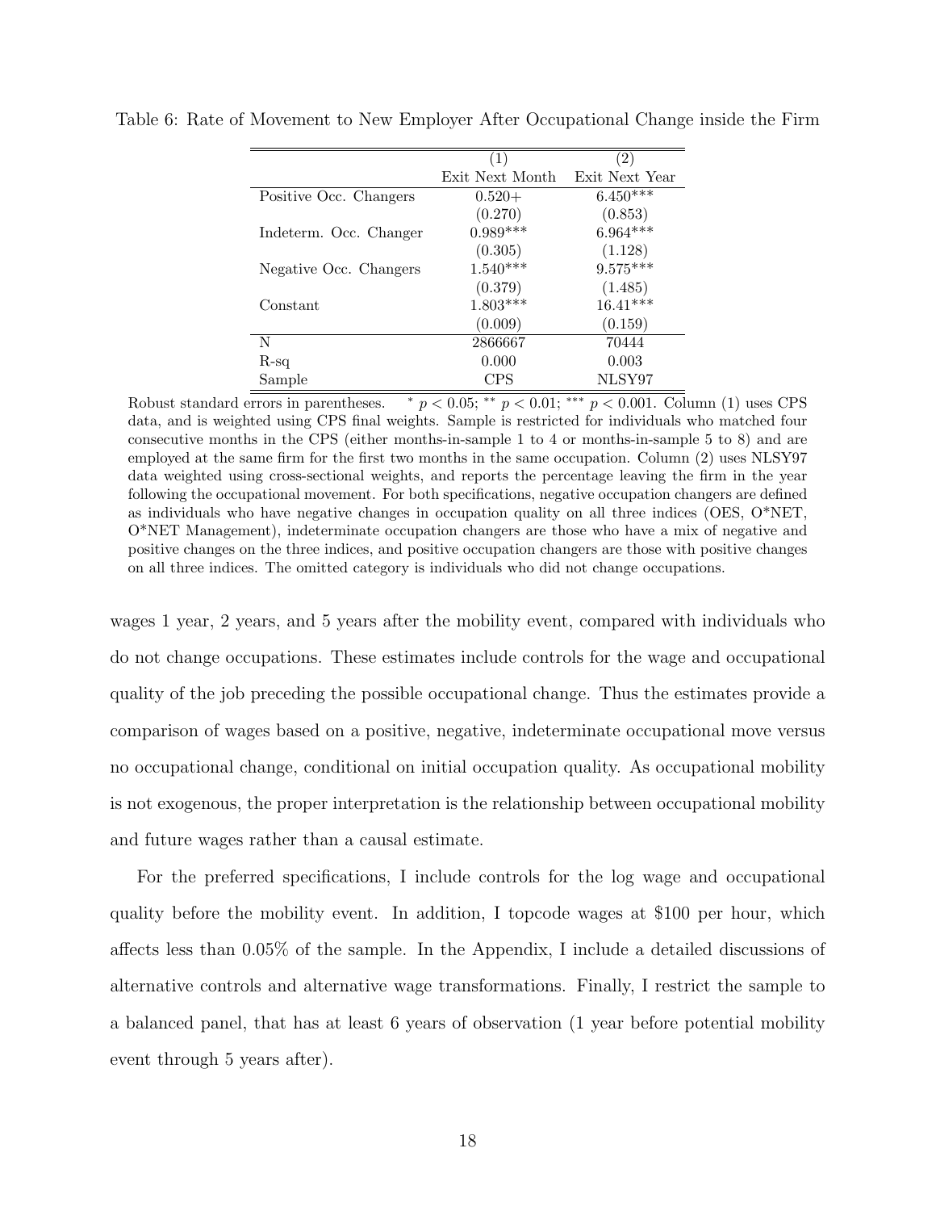Table 6: Rate of Movement to New Employer After Occupational Change inside the Firm

| | (1) | (2) |
|---|---|---|
| | Exit Next Month | Exit Next Year |
| Positive Occ. Changers | 0.520+ | 6.450*** |
| | (0.270) | (0.853) |
| Indeterm. Occ. Changer | 0.989*** | 6.964*** |
| | (0.305) | (1.128) |
| Negative Occ. Changers | 1.540*** | 9.575*** |
| | (0.379) | (1.485) |
| Constant | 1.803*** | 16.41*** |
| | (0.009) | (0.159) |
| N | 2866667 | 70444 |
| R-sq | 0.000 | 0.003 |
| Sample | CPS | NLSY97 |

Robust standard errors in parentheses. * $p < 0.05$; ** $p < 0.01$; *** $p < 0.001$. Column (1) uses CPS data, and is weighted using CPS final weights. Sample is restricted for individuals who matched four consecutive months in the CPS (either months-in-sample 1 to 4 or months-in-sample 5 to 8) and are employed at the same firm for the first two months in the same occupation. Column (2) uses NLSY97 data weighted using cross-sectional weights, and reports the percentage leaving the firm in the year following the occupational movement. For both specifications, negative occupation changers are defined as individuals who have negative changes in occupation quality on all three indices (OES, O*NET, O*NET Management), indeterminate occupation changers are those who have a mix of negative and positive changes on the three indices, and positive occupation changers are those with positive changes on all three indices. The omitted category is individuals who did not change occupations.

wages 1 year, 2 years, and 5 years after the mobility event, compared with individuals who do not change occupations. These estimates include controls for the wage and occupational quality of the job preceding the possible occupational change. Thus the estimates provide a comparison of wages based on a positive, negative, indeterminate occupational move versus no occupational change, conditional on initial occupation quality. As occupational mobility is not exogenous, the proper interpretation is the relationship between occupational mobility and future wages rather than a causal estimate.

For the preferred specifications, I include controls for the log wage and occupational quality before the mobility event. In addition, I topcode wages at \$100 per hour, which affects less than 0.05% of the sample. In the Appendix, I include a detailed discussions of alternative controls and alternative wage transformations. Finally, I restrict the sample to a balanced panel, that has at least 6 years of observation (1 year before potential mobility event through 5 years after).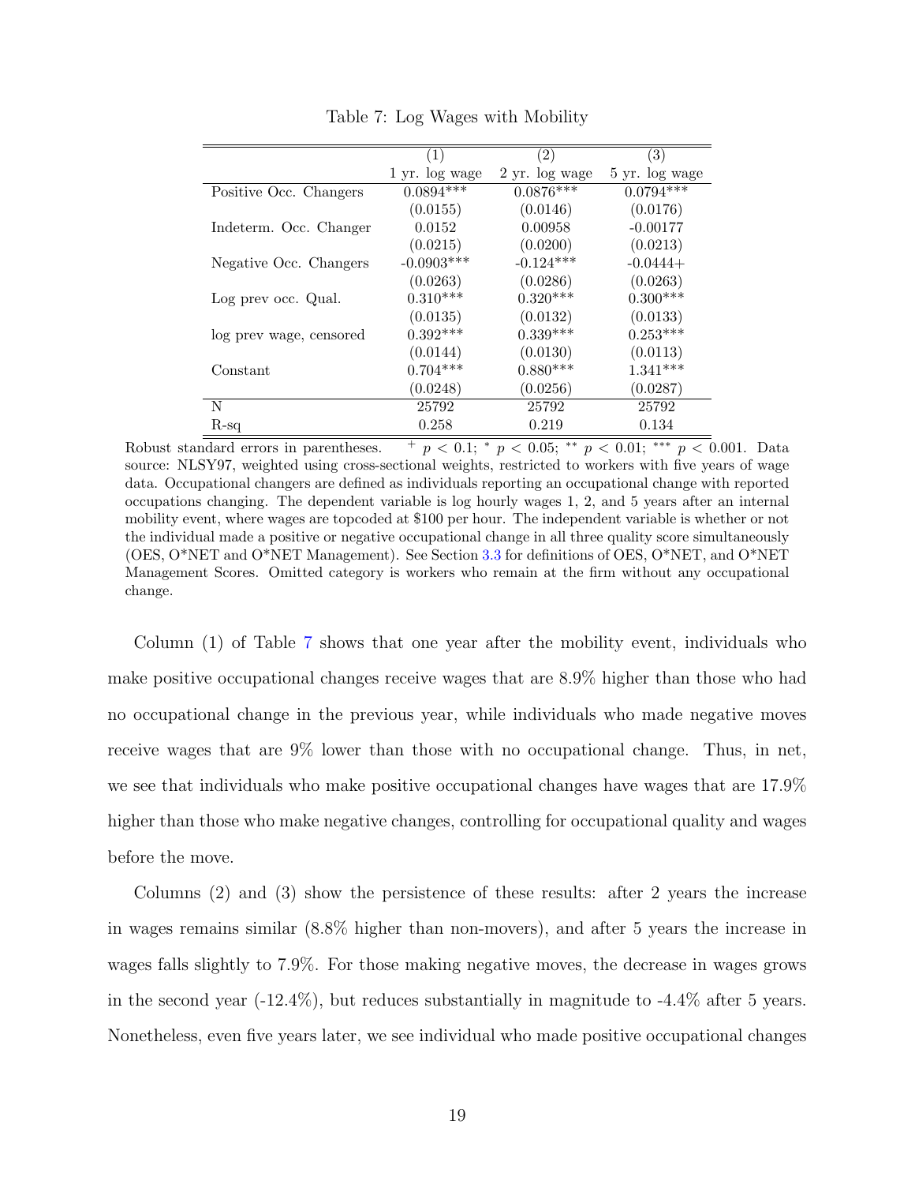Table 7: Log Wages with Mobility

| | (1) | (2) | (3) |
|---|---|---|---|
| | 1 yr. log wage | 2 yr. log wage | 5 yr. log wage |
| Positive Occ. Changers | 0.0894*** | 0.0876*** | 0.0794*** |
| | (0.0155) | (0.0146) | (0.0176) |
| Indeterm. Occ. Changer | 0.0152 | 0.00958 | -0.00177 |
| | (0.0215) | (0.0200) | (0.0213) |
| Negative Occ. Changers | -0.0903*** | -0.124*** | -0.0444+ |
| | (0.0263) | (0.0286) | (0.0263) |
| Log prev occ. Qual. | 0.310*** | 0.320*** | 0.300*** |
| | (0.0135) | (0.0132) | (0.0133) |
| log prev wage, censored | 0.392*** | 0.339*** | 0.253*** |
| | (0.0144) | (0.0130) | (0.0113) |
| Constant | 0.704*** | 0.880*** | 1.341*** |
| | (0.0248) | (0.0256) | (0.0287) |
| N | 25792 | 25792 | 25792 |
| R-sq | 0.258 | 0.219 | 0.134 |

Robust standard errors in parentheses. + $p < 0.1$; * $p < 0.05$; ** $p < 0.01$; *** $p < 0.001$. Data source: NLSY97, weighted using cross-sectional weights, restricted to workers with five years of wage data. Occupational changers are defined as individuals reporting an occupational change with reported occupations changing. The dependent variable is log hourly wages 1, 2, and 5 years after an internal mobility event, where wages are topcoded at $100 per hour. The independent variable is whether or not the individual made a positive or negative occupational change in all three quality score simultaneously (OES, O*NET and O*NET Management). See Section 3.3 for definitions of OES, O*NET, and O*NET Management Scores. Omitted category is workers who remain at the firm without any occupational change.

Column (1) of Table 7 shows that one year after the mobility event, individuals who make positive occupational changes receive wages that are 8.9% higher than those who had no occupational change in the previous year, while individuals who made negative moves receive wages that are 9% lower than those with no occupational change. Thus, in net, we see that individuals who make positive occupational changes have wages that are 17.9% higher than those who make negative changes, controlling for occupational quality and wages before the move.

Columns (2) and (3) show the persistence of these results: after 2 years the increase in wages remains similar (8.8% higher than non-movers), and after 5 years the increase in wages falls slightly to 7.9%. For those making negative moves, the decrease in wages grows in the second year (-12.4%), but reduces substantially in magnitude to -4.4% after 5 years. Nonetheless, even five years later, we see individual who made positive occupational changes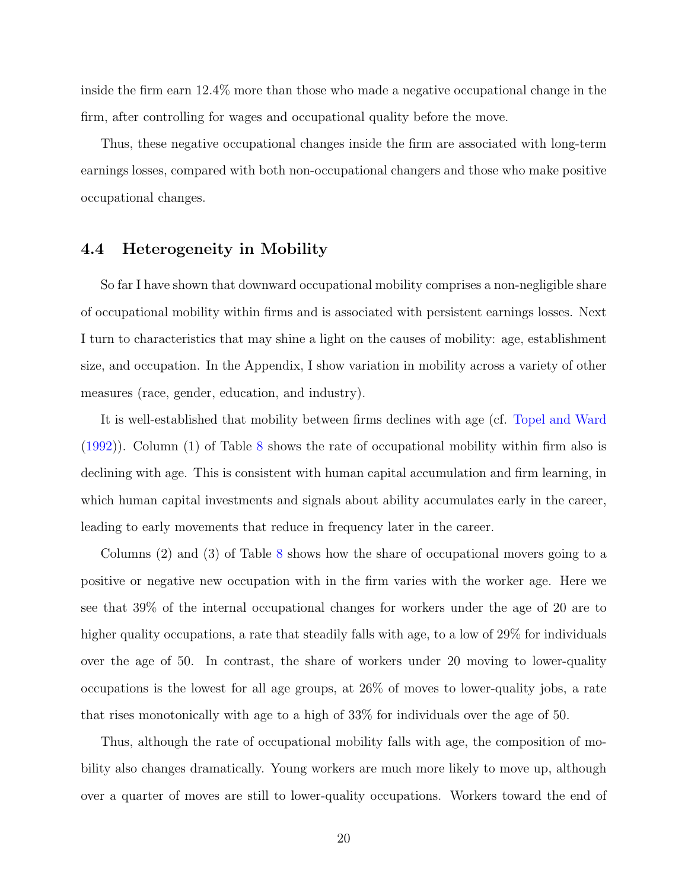inside the firm earn 12.4% more than those who made a negative occupational change in the firm, after controlling for wages and occupational quality before the move.

Thus, these negative occupational changes inside the firm are associated with long-term earnings losses, compared with both non-occupational changers and those who make positive occupational changes.

### 4.4 Heterogeneity in Mobility

So far I have shown that downward occupational mobility comprises a non-negligible share of occupational mobility within firms and is associated with persistent earnings losses. Next I turn to characteristics that may shine a light on the causes of mobility: age, establishment size, and occupation. In the Appendix, I show variation in mobility across a variety of other measures (race, gender, education, and industry).

It is well-established that mobility between firms declines with age (cf. Topel and Ward (1992)). Column (1) of Table 8 shows the rate of occupational mobility within firm also is declining with age. This is consistent with human capital accumulation and firm learning, in which human capital investments and signals about ability accumulates early in the career, leading to early movements that reduce in frequency later in the career.

Columns (2) and (3) of Table 8 shows how the share of occupational movers going to a positive or negative new occupation with in the firm varies with the worker age. Here we see that 39% of the internal occupational changes for workers under the age of 20 are to higher quality occupations, a rate that steadily falls with age, to a low of 29% for individuals over the age of 50. In contrast, the share of workers under 20 moving to lower-quality occupations is the lowest for all age groups, at 26% of moves to lower-quality jobs, a rate that rises monotonically with age to a high of 33% for individuals over the age of 50.

Thus, although the rate of occupational mobility falls with age, the composition of mobility also changes dramatically. Young workers are much more likely to move up, although over a quarter of moves are still to lower-quality occupations. Workers toward the end of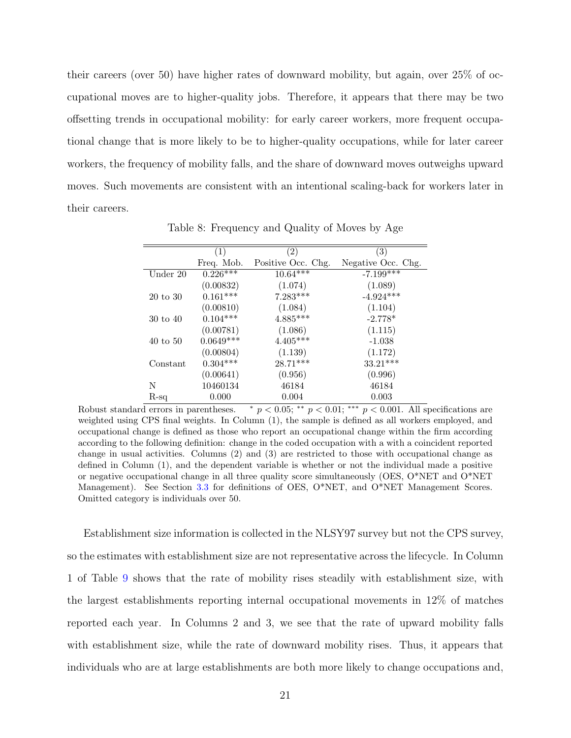their careers (over 50) have higher rates of downward mobility, but again, over 25% of occupational moves are to higher-quality jobs. Therefore, it appears that there may be two offsetting trends in occupational mobility: for early career workers, more frequent occupational change that is more likely to be to higher-quality occupations, while for later career workers, the frequency of mobility falls, and the share of downward moves outweighs upward moves. Such movements are consistent with an intentional scaling-back for workers later in their careers.

Table 8: Frequency and Quality of Moves by Age

| | (1) | (2) | (3) |
|---|---|---|---|
| | Freq. Mob. | Positive Occ. Chg. | Negative Occ. Chg. |
| Under 20 | 0.226*** | 10.64*** | -7.199*** |
| | (0.00832) | (1.074) | (1.089) |
| 20 to 30 | 0.161*** | 7.283*** | -4.924*** |
| | (0.00810) | (1.084) | (1.104) |
| 30 to 40 | 0.104*** | 4.885*** | -2.778* |
| | (0.00781) | (1.086) | (1.115) |
| 40 to 50 | 0.0649*** | 4.405*** | -1.038 |
| | (0.00804) | (1.139) | (1.172) |
| Constant | 0.304*** | 28.71*** | 33.21*** |
| | (0.00641) | (0.956) | (0.996) |
| N | 10460134 | 46184 | 46184 |
| R-sq | 0.000 | 0.004 | 0.003 |

Robust standard errors in parentheses. * $p < 0.05$; ** $p < 0.01$; *** $p < 0.001$. All specifications are weighted using CPS final weights. In Column (1), the sample is defined as all workers employed, and occupational change is defined as those who report an occupational change within the firm according according to the following definition: change in the coded occupation with a with a coincident reported change in usual activities. Columns (2) and (3) are restricted to those with occupational change as defined in Column (1), and the dependent variable is whether or not the individual made a positive or negative occupational change in all three quality score simultaneously (OES, O*NET and O*NET Management). See Section 3.3 for definitions of OES, O*NET, and O*NET Management Scores. Omitted category is individuals over 50.

Establishment size information is collected in the NLSY97 survey but not the CPS survey, so the estimates with establishment size are not representative across the lifecycle. In Column 1 of Table 9 shows that the rate of mobility rises steadily with establishment size, with the largest establishments reporting internal occupational movements in 12% of matches reported each year. In Columns 2 and 3, we see that the rate of upward mobility falls with establishment size, while the rate of downward mobility rises. Thus, it appears that individuals who are at large establishments are both more likely to change occupations and,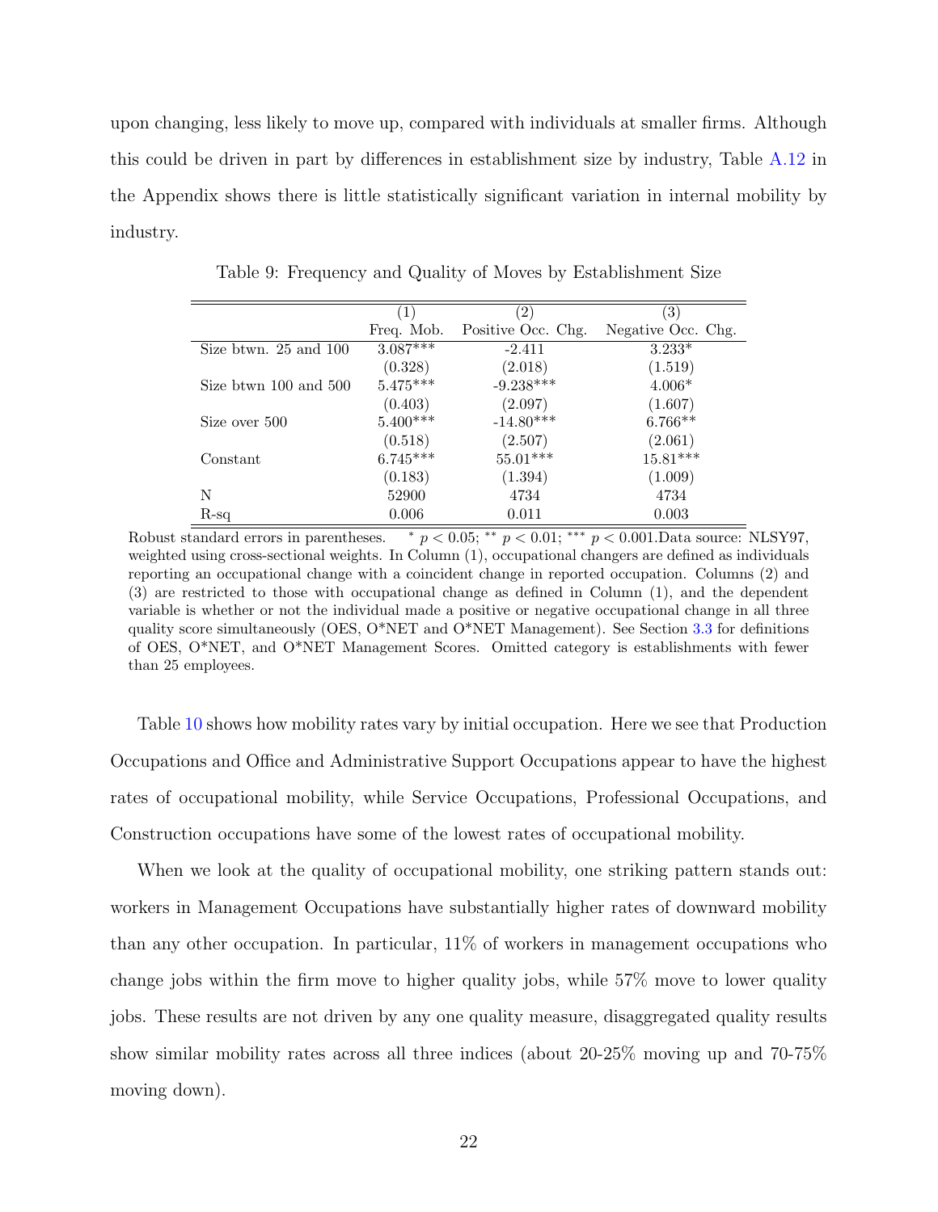upon changing, less likely to move up, compared with individuals at smaller firms. Although this could be driven in part by differences in establishment size by industry, Table A.12 in the Appendix shows there is little statistically significant variation in internal mobility by industry.

Table 9: Frequency and Quality of Moves by Establishment Size

| | (1) | (2) | (3) |
|---|---|---|---|
| | Freq. Mob. | Positive Occ. Chg. | Negative Occ. Chg. |
| Size btwn. 25 and 100 | 3.087*** | -2.411 | 3.233* |
| | (0.328) | (2.018) | (1.519) |
| Size btwn 100 and 500 | 5.475*** | -9.238*** | 4.006* |
| | (0.403) | (2.097) | (1.607) |
| Size over 500 | 5.400*** | -14.80*** | 6.766** |
| | (0.518) | (2.507) | (2.061) |
| Constant | 6.745*** | 55.01*** | 15.81*** |
| | (0.183) | (1.394) | (1.009) |
| N | 52900 | 4734 | 4734 |
| R-sq | 0.006 | 0.011 | 0.003 |

Robust standard errors in parentheses. * $p < 0.05$; ** $p < 0.01$; *** $p < 0.001$. Data source: NLSY97, weighted using cross-sectional weights. In Column (1), occupational changers are defined as individuals reporting an occupational change with a coincident change in reported occupation. Columns (2) and (3) are restricted to those with occupational change as defined in Column (1), and the dependent variable is whether or not the individual made a positive or negative occupational change in all three quality score simultaneously (OES, O*NET and O*NET Management). See Section 3.3 for definitions of OES, O*NET, and O*NET Management Scores. Omitted category is establishments with fewer than 25 employees.

Table 10 shows how mobility rates vary by initial occupation. Here we see that Production Occupations and Office and Administrative Support Occupations appear to have the highest rates of occupational mobility, while Service Occupations, Professional Occupations, and Construction occupations have some of the lowest rates of occupational mobility.

When we look at the quality of occupational mobility, one striking pattern stands out: workers in Management Occupations have substantially higher rates of downward mobility than any other occupation. In particular, 11% of workers in management occupations who change jobs within the firm move to higher quality jobs, while 57% move to lower quality jobs. These results are not driven by any one quality measure, disaggregated quality results show similar mobility rates across all three indices (about 20-25% moving up and 70-75% moving down).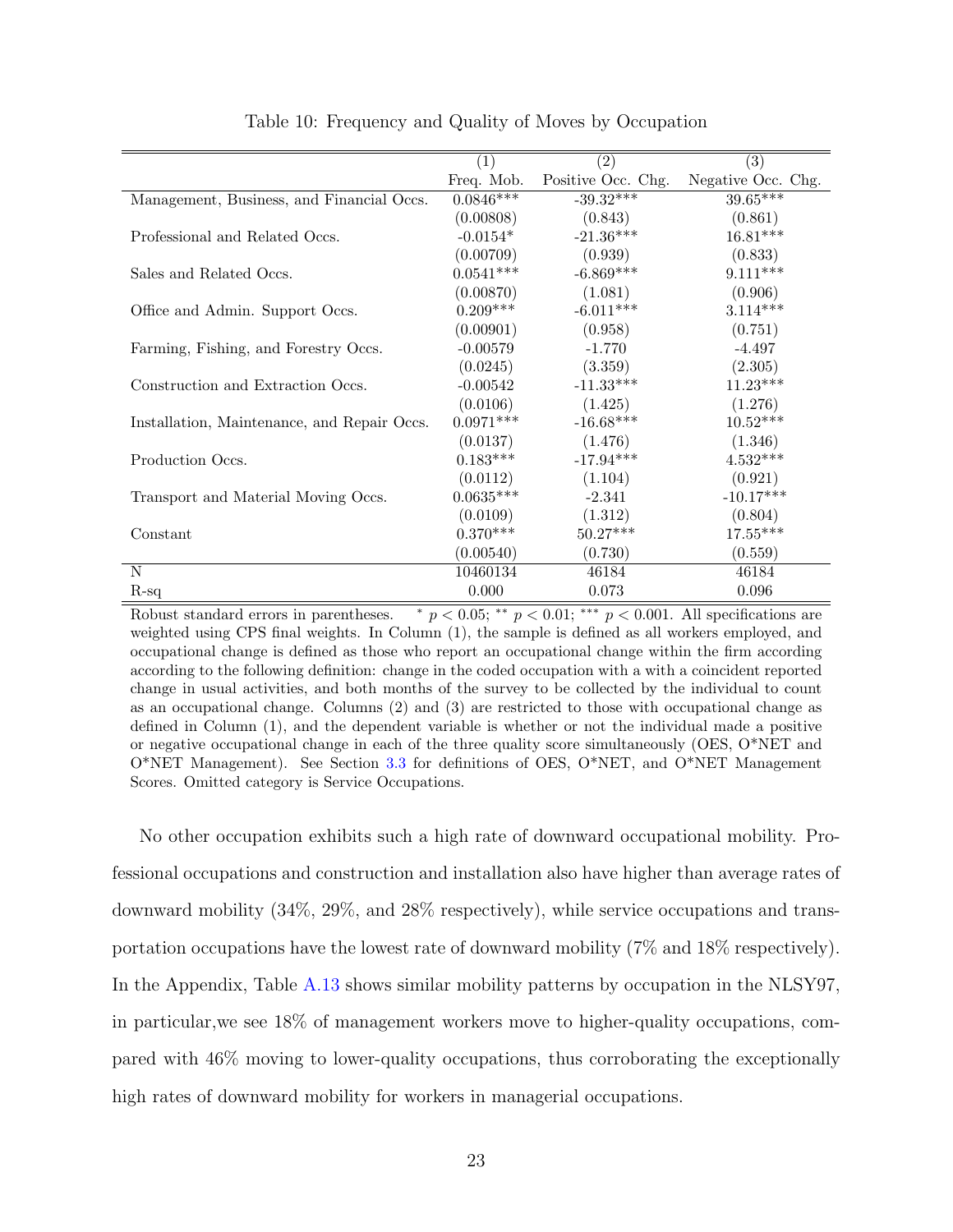Table 10: Frequency and Quality of Moves by Occupation

| | (1) | (2) | (3) |
|---|---|---|---|
| | Freq. Mob. | Positive Occ. Chg. | Negative Occ. Chg. |
| Management, Business, and Financial Occs. | 0.0846*** | -39.32*** | 39.65*** |
| | (0.00808) | (0.843) | (0.861) |
| Professional and Related Occs. | -0.0154* | -21.36*** | 16.81*** |
| | (0.00709) | (0.939) | (0.833) |
| Sales and Related Occs. | 0.0541*** | -6.869*** | 9.111*** |
| | (0.00870) | (1.081) | (0.906) |
| Office and Admin. Support Occs. | 0.209*** | -6.011*** | 3.114*** |
| | (0.00901) | (0.958) | (0.751) |
| Farming, Fishing, and Forestry Occs. | -0.00579 | -1.770 | -4.497 |
| | (0.0245) | (3.359) | (2.305) |
| Construction and Extraction Occs. | -0.00542 | -11.33*** | 11.23*** |
| | (0.0106) | (1.425) | (1.276) |
| Installation, Maintenance, and Repair Occs. | 0.0971*** | -16.68*** | 10.52*** |
| | (0.0137) | (1.476) | (1.346) |
| Production Occs. | 0.183*** | -17.94*** | 4.532*** |
| | (0.0112) | (1.104) | (0.921) |
| Transport and Material Moving Occs. | 0.0635*** | -2.341 | -10.17*** |
| | (0.0109) | (1.312) | (0.804) |
| Constant | 0.370*** | 50.27*** | 17.55*** |
| | (0.00540) | (0.730) | (0.559) |
| N | 10460134 | 46184 | 46184 |
| R-sq | 0.000 | 0.073 | 0.096 |

Robust standard errors in parentheses. * $p < 0.05$; ** $p < 0.01$; *** $p < 0.001$. All specifications are weighted using CPS final weights. In Column (1), the sample is defined as all workers employed, and occupational change is defined as those who report an occupational change within the firm according according to the following definition: change in the coded occupation with a with a coincident reported change in usual activities, and both months of the survey to be collected by the individual to count as an occupational change. Columns (2) and (3) are restricted to those with occupational change as defined in Column (1), and the dependent variable is whether or not the individual made a positive or negative occupational change in each of the three quality score simultaneously (OES, O*NET and O*NET Management). See Section 3.3 for definitions of OES, O*NET, and O*NET Management Scores. Omitted category is Service Occupations.

No other occupation exhibits such a high rate of downward occupational mobility. Professional occupations and construction and installation also have higher than average rates of downward mobility (34%, 29%, and 28% respectively), while service occupations and transportation occupations have the lowest rate of downward mobility (7% and 18% respectively). In the Appendix, Table A.13 shows similar mobility patterns by occupation in the NLSY97, in particular,we see 18% of management workers move to higher-quality occupations, compared with 46% moving to lower-quality occupations, thus corroborating the exceptionally high rates of downward mobility for workers in managerial occupations.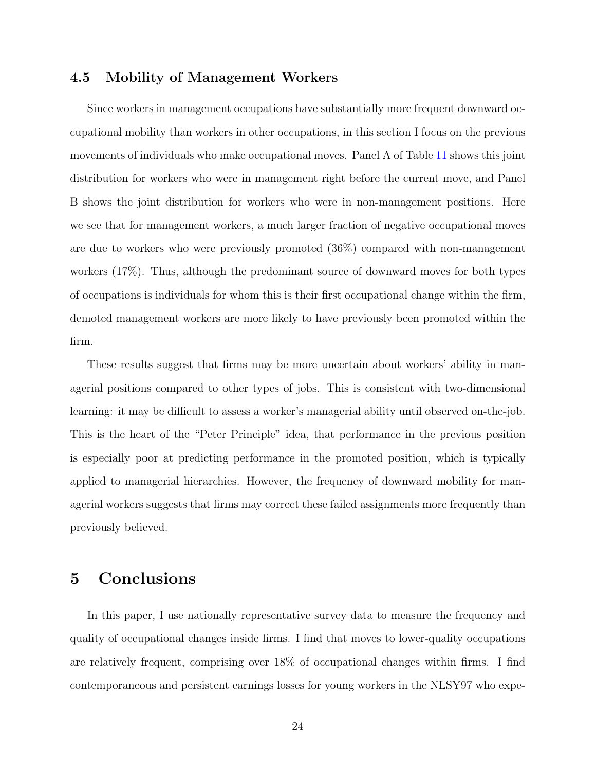### 4.5 Mobility of Management Workers

Since workers in management occupations have substantially more frequent downward occupational mobility than workers in other occupations, in this section I focus on the previous movements of individuals who make occupational moves. Panel A of Table 11 shows this joint distribution for workers who were in management right before the current move, and Panel B shows the joint distribution for workers who were in non-management positions. Here we see that for management workers, a much larger fraction of negative occupational moves are due to workers who were previously promoted (36%) compared with non-management workers (17%). Thus, although the predominant source of downward moves for both types of occupations is individuals for whom this is their first occupational change within the firm, demoted management workers are more likely to have previously been promoted within the firm.

These results suggest that firms may be more uncertain about workers' ability in managerial positions compared to other types of jobs. This is consistent with two-dimensional learning: it may be difficult to assess a worker's managerial ability until observed on-the-job. This is the heart of the "Peter Principle" idea, that performance in the previous position is especially poor at predicting performance in the promoted position, which is typically applied to managerial hierarchies. However, the frequency of downward mobility for managerial workers suggests that firms may correct these failed assignments more frequently than previously believed.

# 5 Conclusions

In this paper, I use nationally representative survey data to measure the frequency and quality of occupational changes inside firms. I find that moves to lower-quality occupations are relatively frequent, comprising over 18% of occupational changes within firms. I find contemporaneous and persistent earnings losses for young workers in the NLSY97 who expe-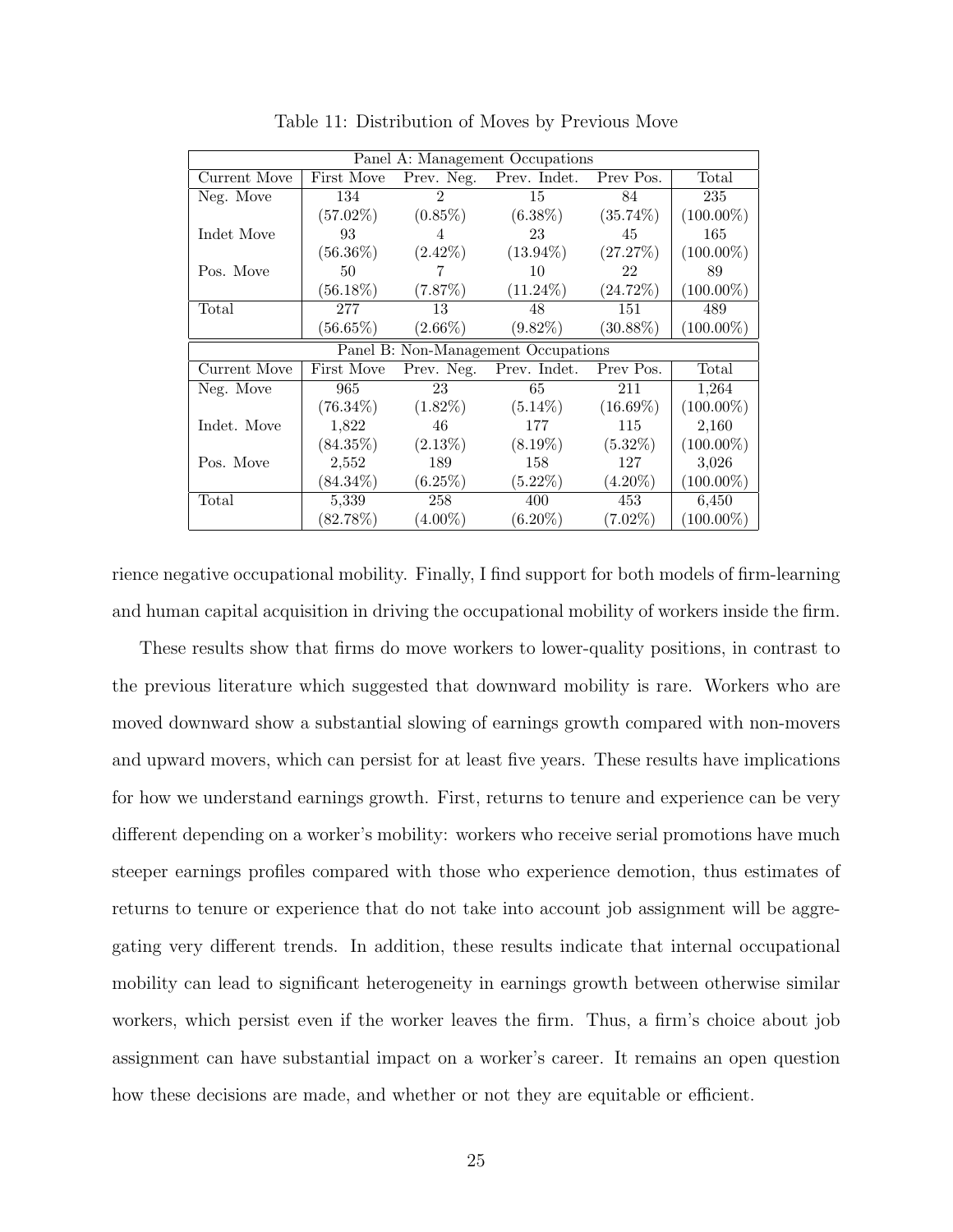Table 11: Distribution of Moves by Previous Move

| Panel A: Management Occupations | | | | | |
|---|---|---|---|---|---|
| Current Move | First Move | Prev. Neg. | Prev. Indet. | Prev Pos. | Total |
| Neg. Move | 134 | 2 | 15 | 84 | 235 |
| | (57.02%) | (0.85%) | (6.38%) | (35.74%) | (100.00%) |
| Indet Move | 93 | 4 | 23 | 45 | 165 |
| | (56.36%) | (2.42%) | (13.94%) | (27.27%) | (100.00%) |
| Pos. Move | 50 | 7 | 10 | 22 | 89 |
| | (56.18%) | (7.87%) | (11.24%) | (24.72%) | (100.00%) |
| Total | 277 | 13 | 48 | 151 | 489 |
| | (56.65%) | (2.66%) | (9.82%) | (30.88%) | (100.00%) |
| **Panel B: Non-Management Occupations** | | | | | |
| Current Move | First Move | Prev. Neg. | Prev. Indet. | Prev Pos. | Total |
| Neg. Move | 965 | 23 | 65 | 211 | 1,264 |
| | (76.34%) | (1.82%) | (5.14%) | (16.69%) | (100.00%) |
| Indet. Move | 1,822 | 46 | 177 | 115 | 2,160 |
| | (84.35%) | (2.13%) | (8.19%) | (5.32%) | (100.00%) |
| Pos. Move | 2,552 | 189 | 158 | 127 | 3,026 |
| | (84.34%) | (6.25%) | (5.22%) | (4.20%) | (100.00%) |
| Total | 5,339 | 258 | 400 | 453 | 6,450 |
| | (82.78%) | (4.00%) | (6.20%) | (7.02%) | (100.00%) |

rience negative occupational mobility. Finally, I find support for both models of firm-learning and human capital acquisition in driving the occupational mobility of workers inside the firm.

These results show that firms do move workers to lower-quality positions, in contrast to the previous literature which suggested that downward mobility is rare. Workers who are moved downward show a substantial slowing of earnings growth compared with non-movers and upward movers, which can persist for at least five years. These results have implications for how we understand earnings growth. First, returns to tenure and experience can be very different depending on a worker's mobility: workers who receive serial promotions have much steeper earnings profiles compared with those who experience demotion, thus estimates of returns to tenure or experience that do not take into account job assignment will be aggregating very different trends. In addition, these results indicate that internal occupational mobility can lead to significant heterogeneity in earnings growth between otherwise similar workers, which persist even if the worker leaves the firm. Thus, a firm's choice about job assignment can have substantial impact on a worker's career. It remains an open question how these decisions are made, and whether or not they are equitable or efficient.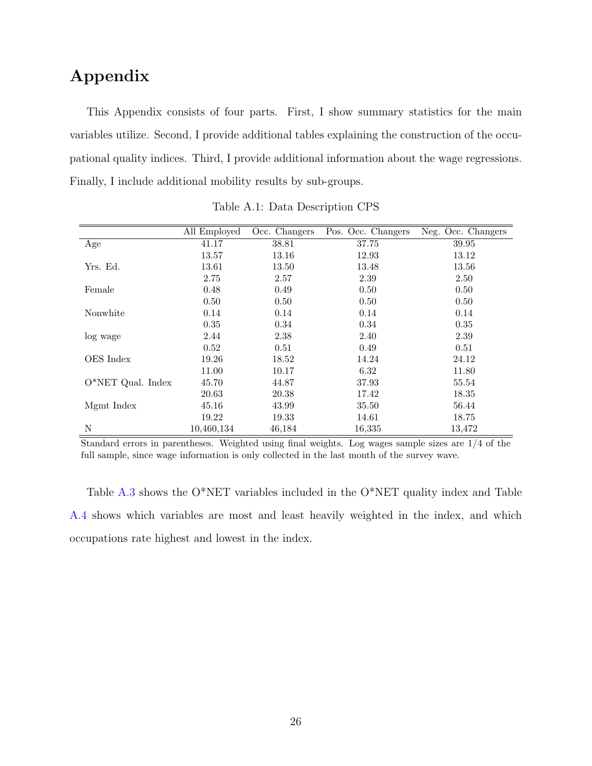# Appendix

This Appendix consists of four parts. First, I show summary statistics for the main variables utilize. Second, I provide additional tables explaining the construction of the occupational quality indices. Third, I provide additional information about the wage regressions. Finally, I include additional mobility results by sub-groups.

Table A.1: Data Description CPS

| | All Employed | Occ. Changers | Pos. Occ. Changers | Neg. Occ. Changers |
|---|---|---|---|---|
| Age | 41.17 | 38.81 | 37.75 | 39.95 |
| | 13.57 | 13.16 | 12.93 | 13.12 |
| Yrs. Ed. | 13.61 | 13.50 | 13.48 | 13.56 |
| | 2.75 | 2.57 | 2.39 | 2.50 |
| Female | 0.48 | 0.49 | 0.50 | 0.50 |
| | 0.50 | 0.50 | 0.50 | 0.50 |
| Nonwhite | 0.14 | 0.14 | 0.14 | 0.14 |
| | 0.35 | 0.34 | 0.34 | 0.35 |
| log wage | 2.44 | 2.38 | 2.40 | 2.39 |
| | 0.52 | 0.51 | 0.49 | 0.51 |
| OES Index | 19.26 | 18.52 | 14.24 | 24.12 |
| | 11.00 | 10.17 | 6.32 | 11.80 |
| O*NET Qual. Index | 45.70 | 44.87 | 37.93 | 55.54 |
| | 20.63 | 20.38 | 17.42 | 18.35 |
| Mgmt Index | 45.16 | 43.99 | 35.50 | 56.44 |
| | 19.22 | 19.33 | 14.61 | 18.75 |
| N | 10,460,134 | 46,184 | 16,335 | 13,472 |

Standard errors in parentheses. Weighted using final weights. Log wages sample sizes are 1/4 of the full sample, since wage information is only collected in the last month of the survey wave.

Table A.3 shows the O*NET variables included in the O*NET quality index and Table A.4 shows which variables are most and least heavily weighted in the index, and which occupations rate highest and lowest in the index.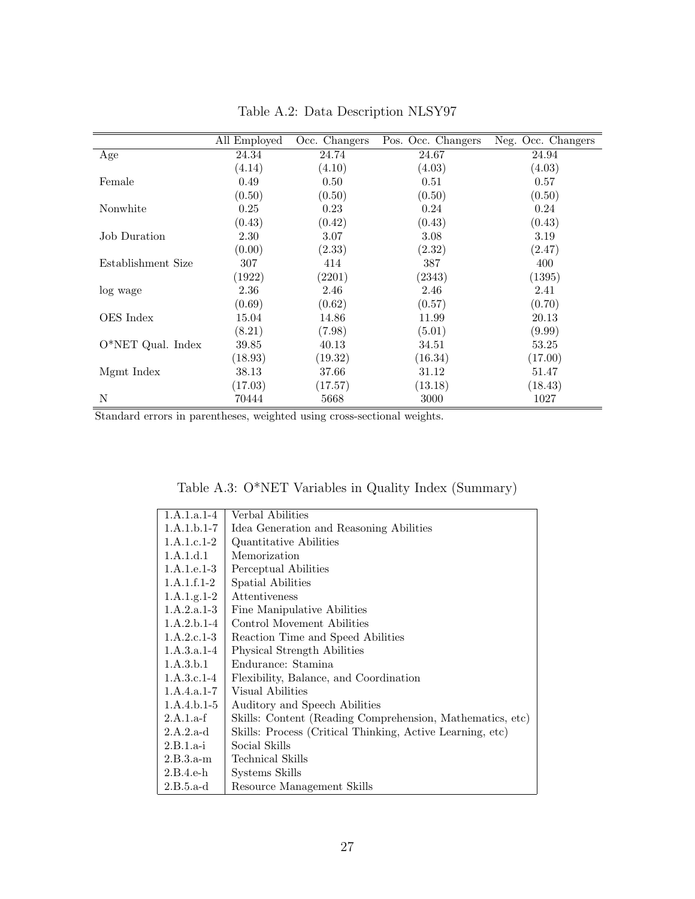Table A.2: Data Description NLSY97

| | All Employed | Occ. Changers | Pos. Occ. Changers | Neg. Occ. Changers |
|---|---|---|---|---|
| Age | 24.34 | 24.74 | 24.67 | 24.94 |
| | (4.14) | (4.10) | (4.03) | (4.03) |
| Female | 0.49 | 0.50 | 0.51 | 0.57 |
| | (0.50) | (0.50) | (0.50) | (0.50) |
| Nonwhite | 0.25 | 0.23 | 0.24 | 0.24 |
| | (0.43) | (0.42) | (0.43) | (0.43) |
| Job Duration | 2.30 | 3.07 | 3.08 | 3.19 |
| | (0.00) | (2.33) | (2.32) | (2.47) |
| Establishment Size | 307 | 414 | 387 | 400 |
| | (1922) | (2201) | (2343) | (1395) |
| log wage | 2.36 | 2.46 | 2.46 | 2.41 |
| | (0.69) | (0.62) | (0.57) | (0.70) |
| OES Index | 15.04 | 14.86 | 11.99 | 20.13 |
| | (8.21) | (7.98) | (5.01) | (9.99) |
| O*NET Qual. Index | 39.85 | 40.13 | 34.51 | 53.25 |
| | (18.93) | (19.32) | (16.34) | (17.00) |
| Mgmt Index | 38.13 | 37.66 | 31.12 | 51.47 |
| | (17.03) | (17.57) | (13.18) | (18.43) |
| N | 70444 | 5668 | 3000 | 1027 |

Standard errors in parentheses, weighted using cross-sectional weights.

Table A.3: O*NET Variables in Quality Index (Summary)

| | |
|---|---|
| 1.A.1.a.1-4 | Verbal Abilities |
| 1.A.1.b.1-7 | Idea Generation and Reasoning Abilities |
| 1.A.1.c.1-2 | Quantitative Abilities |
| 1.A.1.d.1 | Memorization |
| 1.A.1.e.1-3 | Perceptual Abilities |
| 1.A.1.f.1-2 | Spatial Abilities |
| 1.A.1.g.1-2 | Attentiveness |
| 1.A.2.a.1-3 | Fine Manipulative Abilities |
| 1.A.2.b.1-4 | Control Movement Abilities |
| 1.A.2.c.1-3 | Reaction Time and Speed Abilities |
| 1.A.3.a.1-4 | Physical Strength Abilities |
| 1.A.3.b.1 | Endurance: Stamina |
| 1.A.3.c.1-4 | Flexibility, Balance, and Coordination |
| 1.A.4.a.1-7 | Visual Abilities |
| 1.A.4.b.1-5 | Auditory and Speech Abilities |
| 2.A.1.a-f | Skills: Content (Reading Comprehension, Mathematics, etc) |
| 2.A.2.a-d | Skills: Process (Critical Thinking, Active Learning, etc) |
| 2.B.1.a-i | Social Skills |
| 2.B.3.a-m | Technical Skills |
| 2.B.4.e-h | Systems Skills |
| 2.B.5.a-d | Resource Management Skills |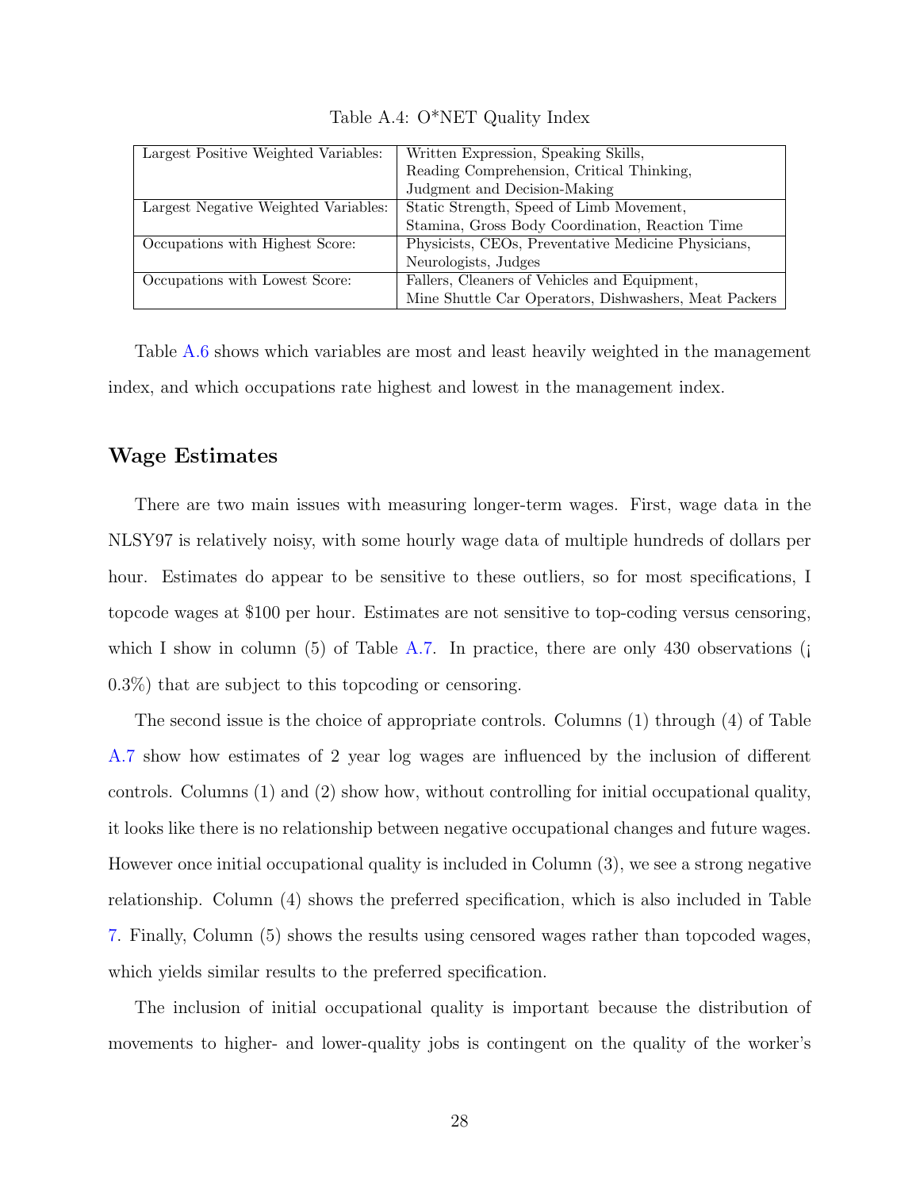Table A.4: O*NET Quality Index

| | |
|---|---|
| Largest Positive Weighted Variables: | Written Expression, Speaking Skills, Reading Comprehension, Critical Thinking, Judgment and Decision-Making |
| Largest Negative Weighted Variables: | Static Strength, Speed of Limb Movement, Stamina, Gross Body Coordination, Reaction Time |
| Occupations with Highest Score: | Physicists, CEOs, Preventative Medicine Physicians, Neurologists, Judges |
| Occupations with Lowest Score: | Fallers, Cleaners of Vehicles and Equipment, Mine Shuttle Car Operators, Dishwashers, Meat Packers |

Table A.6 shows which variables are most and least heavily weighted in the management index, and which occupations rate highest and lowest in the management index.

## Wage Estimates

There are two main issues with measuring longer-term wages. First, wage data in the NLSY97 is relatively noisy, with some hourly wage data of multiple hundreds of dollars per hour. Estimates do appear to be sensitive to these outliers, so for most specifications, I topcode wages at $100 per hour. Estimates are not sensitive to top-coding versus censoring, which I show in column (5) of Table A.7. In practice, there are only 430 observations (¡ 0.3%) that are subject to this topcoding or censoring.

The second issue is the choice of appropriate controls. Columns (1) through (4) of Table A.7 show how estimates of 2 year log wages are influenced by the inclusion of different controls. Columns (1) and (2) show how, without controlling for initial occupational quality, it looks like there is no relationship between negative occupational changes and future wages. However once initial occupational quality is included in Column (3), we see a strong negative relationship. Column (4) shows the preferred specification, which is also included in Table 7. Finally, Column (5) shows the results using censored wages rather than topcoded wages, which yields similar results to the preferred specification.

The inclusion of initial occupational quality is important because the distribution of movements to higher- and lower-quality jobs is contingent on the quality of the worker's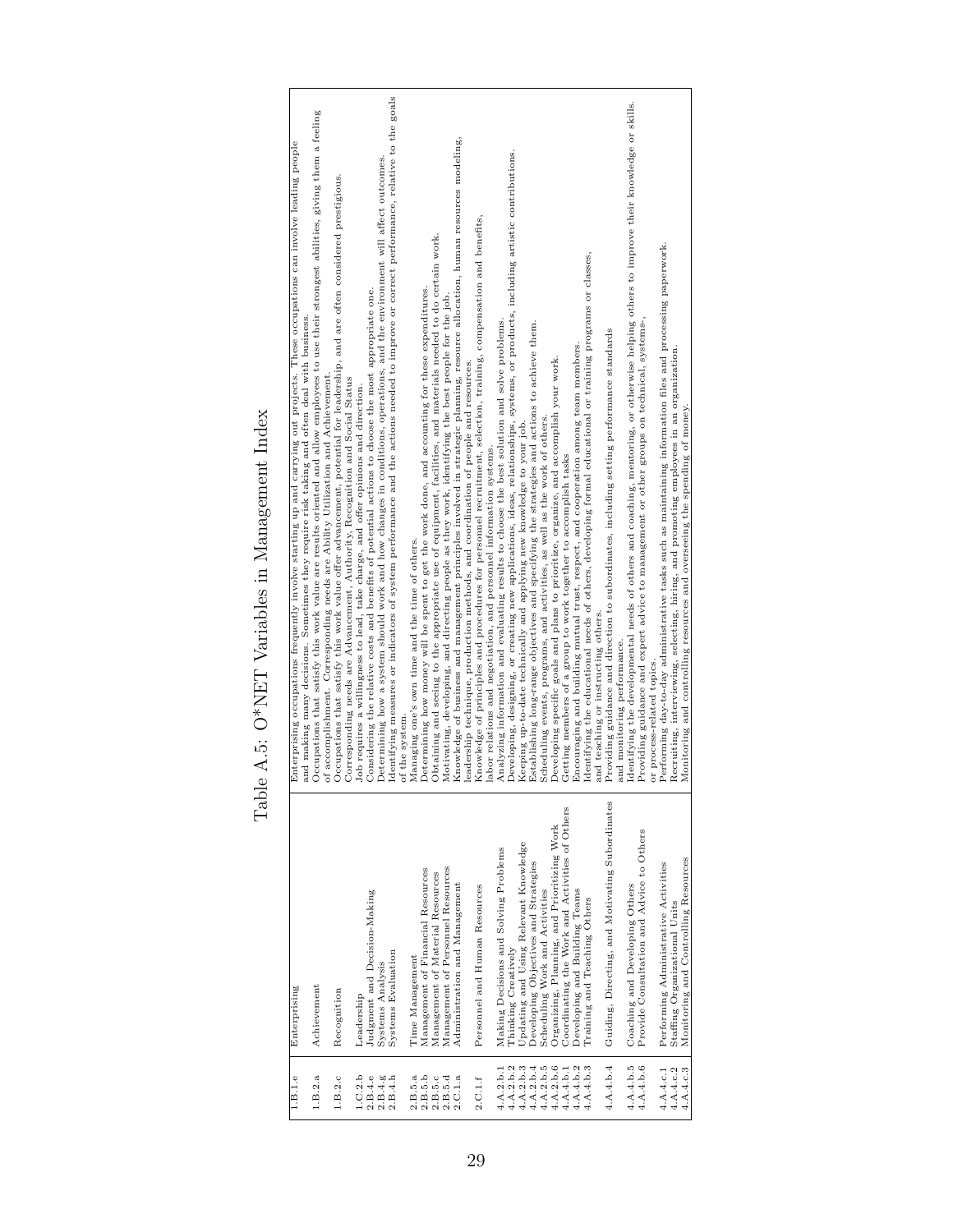# Table A.5: O*NET Variables in Management Index

| | | |
|---|---|---|
| 1.B.1.e | Enterprising | Enterprising occupations frequently involve starting up and carrying out projects. These occupations can involve leading people and making many decisions. Sometimes they require risk taking and often deal with business. |
| 1.B.2.a | Achievement | Occupations that satisfy this work value are results oriented and allow employees to use their strongest abilities, giving them a feeling of accomplishment. Corresponding needs are Ability Utilization and Achievement. |
| 1.B.2.c | Recognition | Occupations that satisfy this work value offer advancement, potential for leadership, and are often considered prestigious. Corresponding needs are Advancement, Authority, Recognition and Social Status |
| 1.C.2.b | Leadership | Job requires a willingness to lead, take charge, and offer opinions and direction. |
| 2.B.4.e | Judgment and Decision-Making | Considering the relative costs and benefits of potential actions to choose the most appropriate one. |
| 2.B.4.g | Systems Analysis | Determining how a system should work and how changes in conditions, operations, and the environment will affect outcomes. |
| 2.B.4.h | Systems Evaluation | Identifying measures or indicators of system performance and the actions needed to improve or correct performance, relative to the goals of the system. |
| 2.B.5.a | Time Management | Managing one's own time and the time of others. |
| 2.B.5.b | Management of Financial Resources | Determining how money will be spent to get the work done, and accounting for these expenditures. |
| 2.B.5.c | Management of Material Resources | Obtaining and seeing to the appropriate use of equipment, facilities, and materials needed to do certain work. |
| 2.B.5.d | Management of Personnel Resources | Motivating, developing, and directing people as they work, identifying the best people for the job. |
| 2.C.1.a | Administration and Management | Knowledge of business and management principles involved in strategic planning, resource allocation, human resources modeling, leadership technique, production methods, and coordination of people and resources. |
| 2.C.1.f | Personnel and Human Resources | Knowledge of principles and procedures for personnel recruitment, selection, training, compensation and benefits, labor relations and negotiation, and personnel information systems. |
| 4.A.2.b.1 | Making Decisions and Solving Problems | Analyzing information and evaluating results to choose the best solution and solve problems. |
| 4.A.2.b.2 | Thinking Creatively | Developing, designing, or creating new applications, ideas, relationships, systems, or products, including artistic contributions. |
| 4.A.2.b.3 | Updating and Using Relevant Knowledge | Keeping up-to-date technically and applying new knowledge to your job. |
| 4.A.2.b.4 | Developing Objectives and Strategies | Establishing long-range objectives and specifying the strategies and actions to achieve them. |
| 4.A.2.b.5 | Scheduling Work and Activities | Scheduling events, programs, and activities, as well as the work of others. |
| 4.A.2.b.6 | Organizing, Planning, and Prioritizing Work | Developing specific goals and plans to prioritize, organize, and accomplish your work. |
| 4.A.4.b.1 | Coordinating the Work and Activities of Others | Getting members of a group to work together to accomplish tasks |
| 4.A.4.b.2 | Developing and Building Teams | Encouraging and building mutual trust, respect, and cooperation among team members. |
| 4.A.4.b.3 | Training and Teaching Others | Identifying the educational needs of others, developing formal educational or training programs or classes, and teaching or instructing others. |
| 4.A.4.b.4 | Guiding, Directing, and Motivating Subordinates | Providing guidance and direction to subordinates, including setting performance standards and monitoring performance. |
| 4.A.4.b.5 | Coaching and Developing Others | Identifying the developmental needs of others and coaching, mentoring, or otherwise helping others to improve their knowledge or skills. |
| 4.A.4.b.6 | Provide Consultation and Advice to Others | Providing guidance and expert advice to management or other groups on technical, systems-, or process-related topics. |
| 4.A.4.c.1 | Performing Administrative Activities | Performing day-to-day administrative tasks such as maintaining information files and processing paperwork. |
| 4.A.4.c.2 | Staffing Organizational Units | Recruiting, interviewing, selecting, hiring, and promoting employees in an organization. |
| 4.A.4.c.3 | Monitoring and Controlling Resources | Monitoring and controlling resources and overseeing the spending of money. |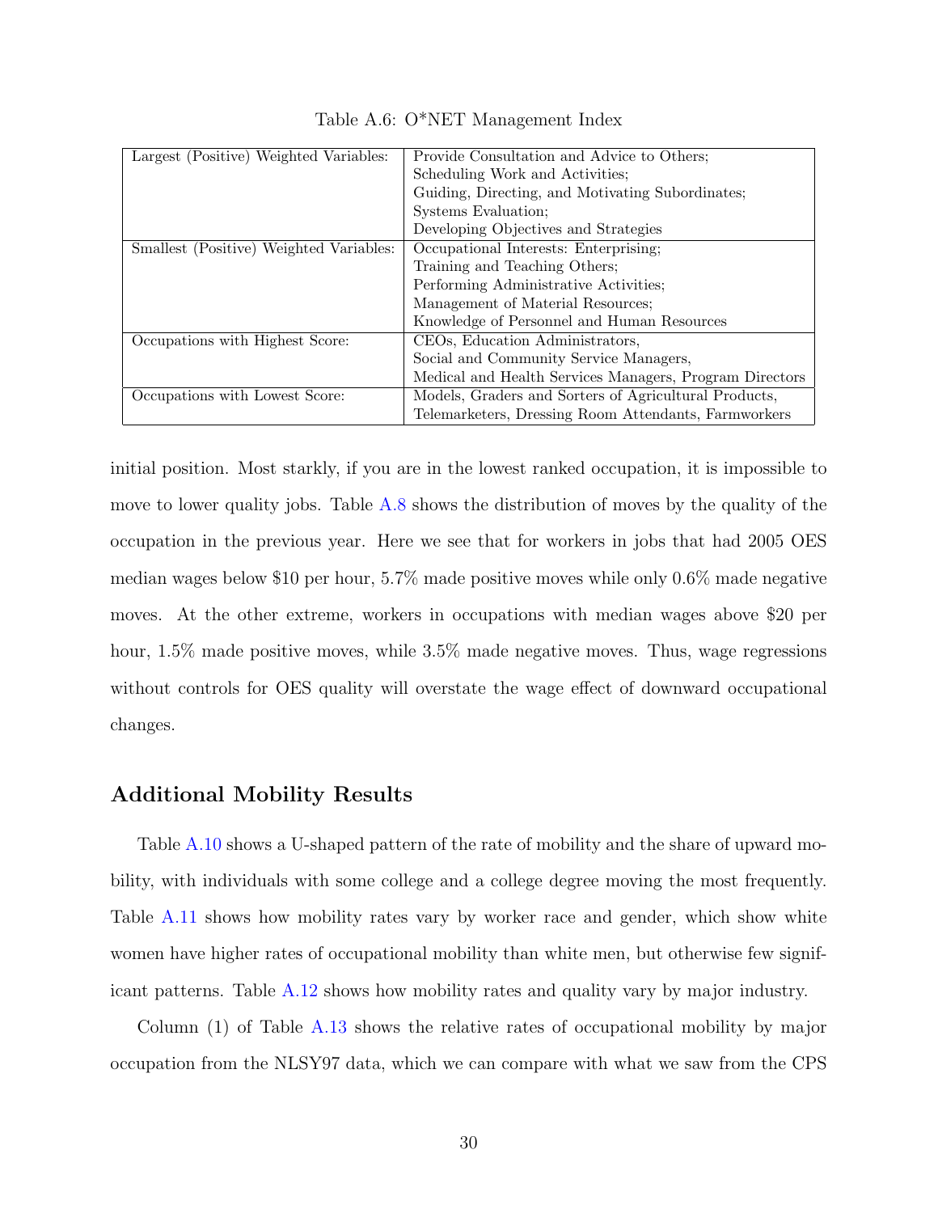Table A.6: O*NET Management Index

| | |
|---|---|
| Largest (Positive) Weighted Variables: | Provide Consultation and Advice to Others; Scheduling Work and Activities; Guiding, Directing, and Motivating Subordinates; Systems Evaluation; Developing Objectives and Strategies |
| Smallest (Positive) Weighted Variables: | Occupational Interests: Enterprising; Training and Teaching Others; Performing Administrative Activities; Management of Material Resources; Knowledge of Personnel and Human Resources |
| Occupations with Highest Score: | CEOs, Education Administrators, Social and Community Service Managers, Medical and Health Services Managers, Program Directors |
| Occupations with Lowest Score: | Models, Graders and Sorters of Agricultural Products, Telemarketers, Dressing Room Attendants, Farmworkers |

initial position. Most starkly, if you are in the lowest ranked occupation, it is impossible to move to lower quality jobs. Table A.8 shows the distribution of moves by the quality of the occupation in the previous year. Here we see that for workers in jobs that had 2005 OES median wages below $10 per hour, 5.7% made positive moves while only 0.6% made negative moves. At the other extreme, workers in occupations with median wages above $20 per hour, 1.5% made positive moves, while 3.5% made negative moves. Thus, wage regressions without controls for OES quality will overstate the wage effect of downward occupational changes.

## Additional Mobility Results

Table A.10 shows a U-shaped pattern of the rate of mobility and the share of upward mobility, with individuals with some college and a college degree moving the most frequently. Table A.11 shows how mobility rates vary by worker race and gender, which show white women have higher rates of occupational mobility than white men, but otherwise few significant patterns. Table A.12 shows how mobility rates and quality vary by major industry.

Column (1) of Table A.13 shows the relative rates of occupational mobility by major occupation from the NLSY97 data, which we can compare with what we saw from the CPS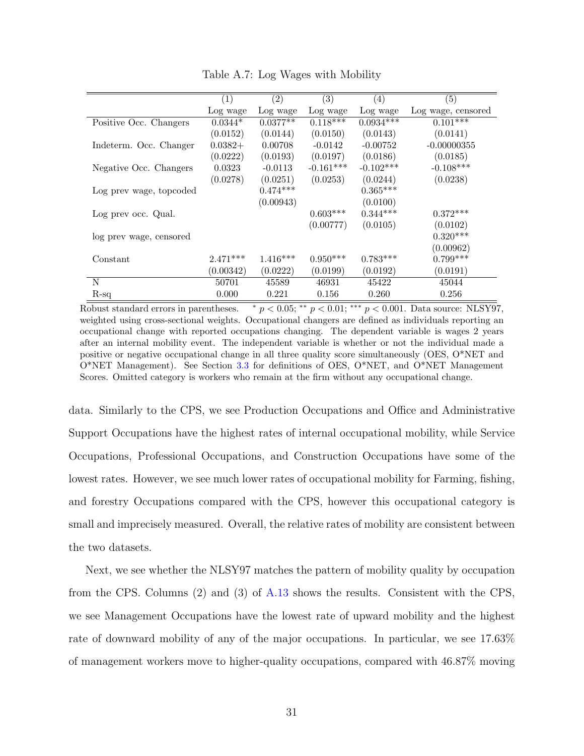Table A.7: Log Wages with Mobility

| | (1) | (2) | (3) | (4) | (5) |
|---|---|---|---|---|---|
| | Log wage | Log wage | Log wage | Log wage | Log wage, censored |
| Positive Occ. Changers | 0.0344* | 0.0377** | 0.118*** | 0.0934*** | 0.101*** |
| | (0.0152) | (0.0144) | (0.0150) | (0.0143) | (0.0141) |
| Indeterm. Occ. Changer | 0.0382+ | 0.00708 | -0.0142 | -0.00752 | -0.00000355 |
| | (0.0222) | (0.0193) | (0.0197) | (0.0186) | (0.0185) |
| Negative Occ. Changers | 0.0323 | -0.0113 | -0.161*** | -0.102*** | -0.108*** |
| | (0.0278) | (0.0251) | (0.0253) | (0.0244) | (0.0238) |
| Log prev wage, topcoded | | 0.474*** | | 0.365*** | |
| | | (0.00943) | | (0.0100) | |
| Log prev occ. Qual. | | | 0.603*** | 0.344*** | 0.372*** |
| | | | (0.00777) | (0.0105) | (0.0102) |
| log prev wage, censored | | | | | 0.320*** |
| | | | | | (0.00962) |
| Constant | 2.471*** | 1.416*** | 0.950*** | 0.783*** | 0.799*** |
| | (0.00342) | (0.0222) | (0.0199) | (0.0192) | (0.0191) |
| N | 50701 | 45589 | 46931 | 45422 | 45044 |
| R-sq | 0.000 | 0.221 | 0.156 | 0.260 | 0.256 |

Robust standard errors in parentheses. * $p < 0.05$; ** $p < 0.01$; *** $p < 0.001$. Data source: NLSY97, weighted using cross-sectional weights. Occupational changers are defined as individuals reporting an occupational change with reported occupations changing. The dependent variable is wages 2 years after an internal mobility event. The independent variable is whether or not the individual made a positive or negative occupational change in all three quality score simultaneously (OES, O*NET and O*NET Management). See Section 3.3 for definitions of OES, O*NET, and O*NET Management Scores. Omitted category is workers who remain at the firm without any occupational change.

data. Similarly to the CPS, we see Production Occupations and Office and Administrative Support Occupations have the highest rates of internal occupational mobility, while Service Occupations, Professional Occupations, and Construction Occupations have some of the lowest rates. However, we see much lower rates of occupational mobility for Farming, fishing, and forestry Occupations compared with the CPS, however this occupational category is small and imprecisely measured. Overall, the relative rates of mobility are consistent between the two datasets.

Next, we see whether the NLSY97 matches the pattern of mobility quality by occupation from the CPS. Columns (2) and (3) of A.13 shows the results. Consistent with the CPS, we see Management Occupations have the lowest rate of upward mobility and the highest rate of downward mobility of any of the major occupations. In particular, we see 17.63% of management workers move to higher-quality occupations, compared with 46.87% moving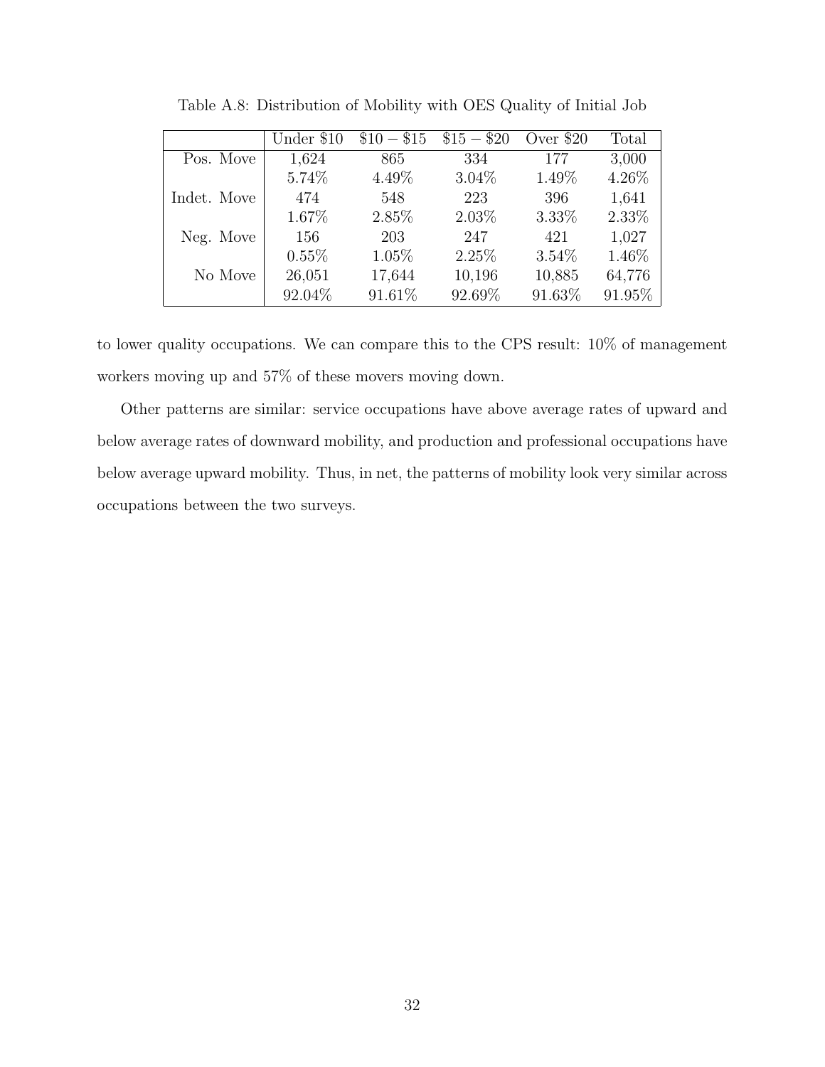Table A.8: Distribution of Mobility with OES Quality of Initial Job

| | Under \$10 | \$10 − \$15 | \$15 − \$20 | Over \$20 | Total |
|---|---|---|---|---|---|
| Pos. Move | 1,624 | 865 | 334 | 177 | 3,000 |
| | 5.74% | 4.49% | 3.04% | 1.49% | 4.26% |
| Indet. Move | 474 | 548 | 223 | 396 | 1,641 |
| | 1.67% | 2.85% | 2.03% | 3.33% | 2.33% |
| Neg. Move | 156 | 203 | 247 | 421 | 1,027 |
| | 0.55% | 1.05% | 2.25% | 3.54% | 1.46% |
| No Move | 26,051 | 17,644 | 10,196 | 10,885 | 64,776 |
| | 92.04% | 91.61% | 92.69% | 91.63% | 91.95% |

to lower quality occupations. We can compare this to the CPS result: 10% of management workers moving up and 57% of these movers moving down.

Other patterns are similar: service occupations have above average rates of upward and below average rates of downward mobility, and production and professional occupations have below average upward mobility. Thus, in net, the patterns of mobility look very similar across occupations between the two surveys.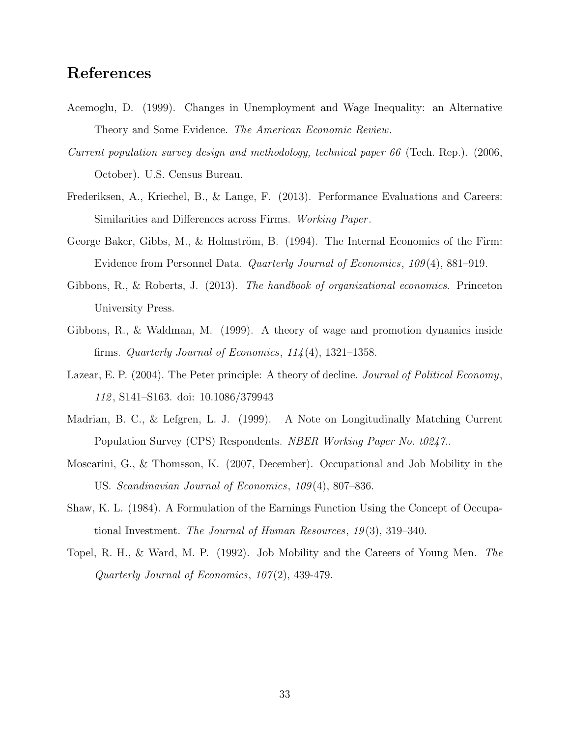## References

Acemoglu, D. (1999). Changes in Unemployment and Wage Inequality: an Alternative Theory and Some Evidence. *The American Economic Review*.

*Current population survey design and methodology, technical paper 66* (Tech. Rep.). (2006, October). U.S. Census Bureau.

Frederiksen, A., Kriechel, B., & Lange, F. (2013). Performance Evaluations and Careers: Similarities and Differences across Firms. *Working Paper*.

George Baker, Gibbs, M., & Holmström, B. (1994). The Internal Economics of the Firm: Evidence from Personnel Data. *Quarterly Journal of Economics*, *109*(4), 881–919.

Gibbons, R., & Roberts, J. (2013). *The handbook of organizational economics*. Princeton University Press.

Gibbons, R., & Waldman, M. (1999). A theory of wage and promotion dynamics inside firms. *Quarterly Journal of Economics*, *114*(4), 1321–1358.

Lazear, E. P. (2004). The Peter principle: A theory of decline. *Journal of Political Economy*, *112*, S141–S163. doi: 10.1086/379943

Madrian, B. C., & Lefgren, L. J. (1999). A Note on Longitudinally Matching Current Population Survey (CPS) Respondents. *NBER Working Paper No. t0247.*.

Moscarini, G., & Thomsson, K. (2007, December). Occupational and Job Mobility in the US. *Scandinavian Journal of Economics*, *109*(4), 807–836.

Shaw, K. L. (1984). A Formulation of the Earnings Function Using the Concept of Occupational Investment. *The Journal of Human Resources*, *19*(3), 319–340.

Topel, R. H., & Ward, M. P. (1992). Job Mobility and the Careers of Young Men. *The Quarterly Journal of Economics*, *107*(2), 439-479.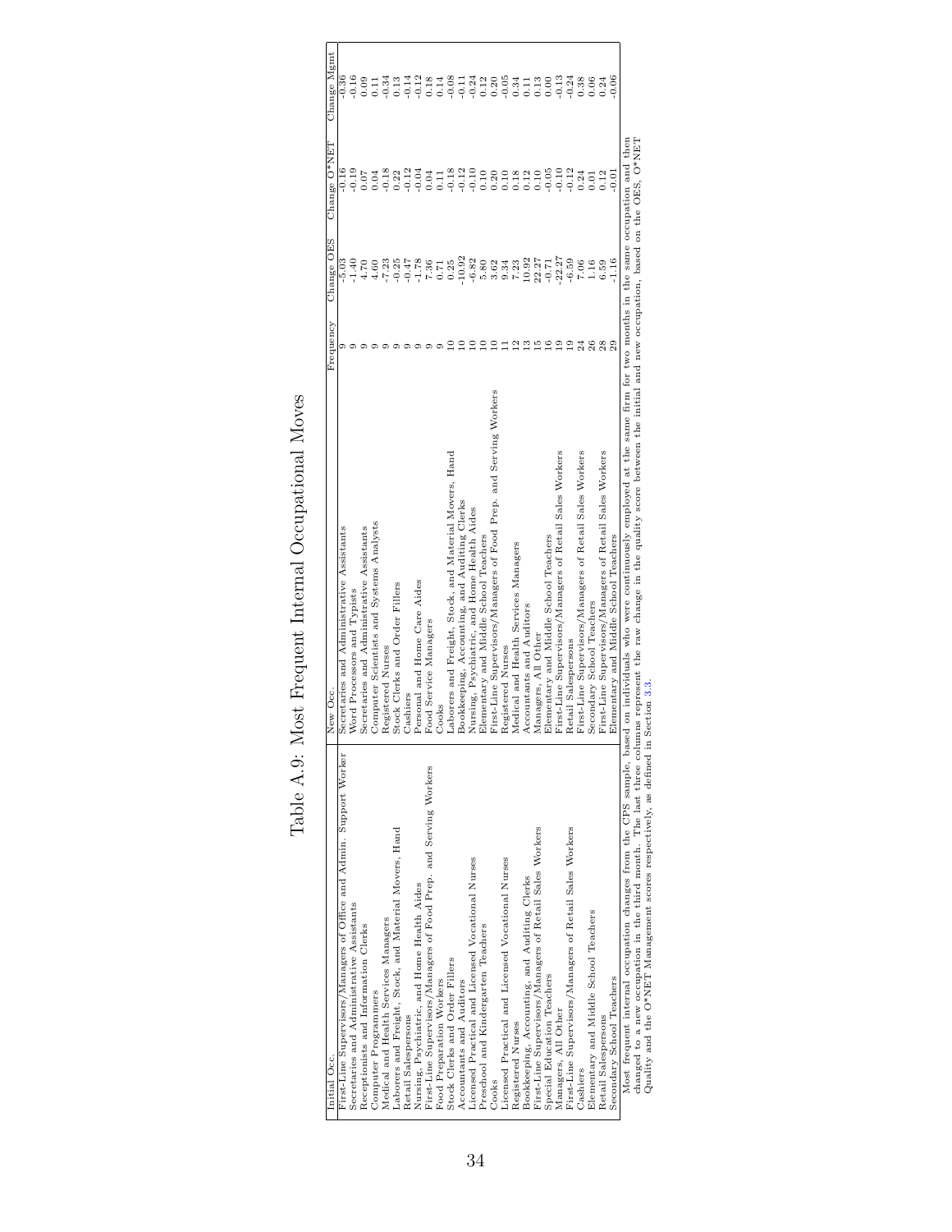# Table A.9: Most Frequent Internal Occupational Moves

| Initial Occ. | New Occ. | Frequency | Change OES | Change O*NET | Change Mgmt |
|---|---|---|---|---|---|
| First-Line Supervisors/Managers of Office and Admin. Support Worker | Secretaries and Administrative Assistants | 9 | -5.03 | -0.16 | -0.36 |
| Secretaries and Administrative Assistants | Word Processors and Typists | 9 | -1.40 | -0.19 | -0.16 |
| Receptionists and Information Clerks | Secretaries and Administrative Assistants | 9 | 4.70 | 0.07 | 0.09 |
| Computer Programmers | Computer Scientists and Systems Analysts | 9 | 4.60 | 0.04 | 0.11 |
| Medical and Health Services Managers | Registered Nurses | 9 | -7.23 | -0.18 | -0.34 |
| Laborers and Freight, Stock, and Material Movers, Hand | Stock Clerks and Order Fillers | 9 | -0.25 | 0.22 | 0.13 |
| Retail Salespersons | Cashiers | 9 | -0.47 | -0.12 | -0.14 |
| Nursing, Psychiatric, and Home Health Aides | Personal and Home Care Aides | 9 | -1.78 | -0.04 | -0.12 |
| First-Line Supervisors/Managers of Food Prep. and Serving Workers | Food Service Managers | 9 | 7.36 | 0.04 | 0.18 |
| Food Preparation Workers | Cooks | 9 | 0.71 | 0.11 | 0.14 |
| Stock Clerks and Order Fillers | Laborers and Freight, Stock, and Material Movers, Hand | 10 | 0.25 | -0.18 | -0.08 |
| Accountants and Auditors | Bookkeeping, Accounting, and Auditing Clerks | 10 | -10.92 | -0.12 | -0.11 |
| Licensed Practical and Licensed Vocational Nurses | Nursing, Psychiatric, and Home Health Aides | 10 | -6.82 | -0.10 | -0.24 |
| Preschool and Kindergarten Teachers | Elementary and Middle School Teachers | 10 | 5.80 | 0.10 | 0.12 |
| Cooks | First-Line Supervisors/Managers of Food Prep. and Serving Workers | 10 | 3.62 | 0.20 | 0.20 |
| Licensed Practical and Licensed Vocational Nurses | Registered Nurses | 11 | 9.34 | 0.10 | -0.05 |
| Registered Nurses | Medical and Health Services Managers | 12 | 7.23 | 0.18 | 0.34 |
| Bookkeeping, Accounting, and Auditing Clerks | Accountants and Auditors | 13 | 10.92 | 0.12 | 0.11 |
| First-Line Supervisors/Managers of Retail Sales Workers | Managers, All Other | 15 | 22.27 | 0.10 | 0.13 |
| Special Education Teachers | Elementary and Middle School Teachers | 16 | -0.71 | -0.05 | 0.00 |
| Managers, All Other | First-Line Supervisors/Managers of Retail Sales Workers | 19 | -22.27 | -0.10 | -0.13 |
| First-Line Supervisors/Managers of Retail Sales Workers | Retail Salespersons | 19 | -6.59 | -0.12 | -0.24 |
| Cashiers | First-Line Supervisors/Managers of Retail Sales Workers | 24 | 7.06 | 0.24 | 0.38 |
| Elementary and Middle School Teachers | Secondary School Teachers | 26 | 1.16 | 0.01 | 0.06 |
| Retail Salespersons | First-Line Supervisors/Managers of Retail Sales Workers | 28 | 6.59 | 0.12 | 0.24 |
| Secondary School Teachers | Elementary and Middle School Teachers | 29 | -1.16 | -0.01 | -0.06 |

Most frequent internal occupation changes from the CPS sample, based on individuals who were continuously employed at the same firm for two months in the same occupation and then changed to a new occupation in the third month. The last three columns represent the raw change in the quality score between the initial and new occupation, based on the OES, O*NET Quality and the O*NET Management scores respectively, as defined in Section 3.3.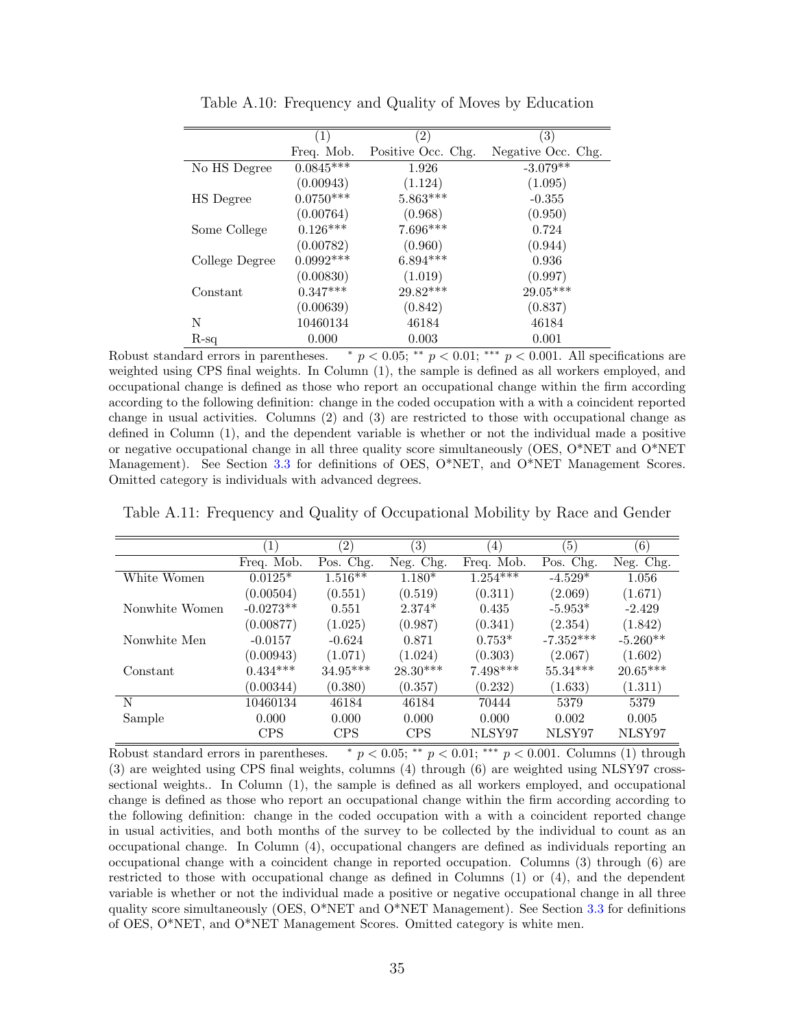Table A.10: Frequency and Quality of Moves by Education

| | (1) | (2) | (3) |
|---|---|---|---|
| | Freq. Mob. | Positive Occ. Chg. | Negative Occ. Chg. |
| No HS Degree | 0.0845*** | 1.926 | -3.079** |
| | (0.00943) | (1.124) | (1.095) |
| HS Degree | 0.0750*** | 5.863*** | -0.355 |
| | (0.00764) | (0.968) | (0.950) |
| Some College | 0.126*** | 7.696*** | 0.724 |
| | (0.00782) | (0.960) | (0.944) |
| College Degree | 0.0992*** | 6.894*** | 0.936 |
| | (0.00830) | (1.019) | (0.997) |
| Constant | 0.347*** | 29.82*** | 29.05*** |
| | (0.00639) | (0.842) | (0.837) |
| N | 10460134 | 46184 | 46184 |
| R-sq | 0.000 | 0.003 | 0.001 |

Robust standard errors in parentheses. * $p < 0.05$; ** $p < 0.01$; *** $p < 0.001$. All specifications are weighted using CPS final weights. In Column (1), the sample is defined as all workers employed, and occupational change is defined as those who report an occupational change within the firm according according to the following definition: change in the coded occupation with a with a coincident reported change in usual activities. Columns (2) and (3) are restricted to those with occupational change as defined in Column (1), and the dependent variable is whether or not the individual made a positive or negative occupational change in all three quality score simultaneously (OES, O*NET and O*NET Management). See Section 3.3 for definitions of OES, O*NET, and O*NET Management Scores. Omitted category is individuals with advanced degrees.

Table A.11: Frequency and Quality of Occupational Mobility by Race and Gender

| | (1) | (2) | (3) | (4) | (5) | (6) |
|---|---|---|---|---|---|---|
| | Freq. Mob. | Pos. Chg. | Neg. Chg. | Freq. Mob. | Pos. Chg. | Neg. Chg. |
| White Women | 0.0125* | 1.516** | 1.180* | 1.254*** | -4.529* | 1.056 |
| | (0.00504) | (0.551) | (0.519) | (0.311) | (2.069) | (1.671) |
| Nonwhite Women | -0.0273** | 0.551 | 2.374* | 0.435 | -5.953* | -2.429 |
| | (0.00877) | (1.025) | (0.987) | (0.341) | (2.354) | (1.842) |
| Nonwhite Men | -0.0157 | -0.624 | 0.871 | 0.753* | -7.352*** | -5.260** |
| | (0.00943) | (1.071) | (1.024) | (0.303) | (2.067) | (1.602) |
| Constant | 0.434*** | 34.95*** | 28.30*** | 7.498*** | 55.34*** | 20.65*** |
| | (0.00344) | (0.380) | (0.357) | (0.232) | (1.633) | (1.311) |
| N | 10460134 | 46184 | 46184 | 70444 | 5379 | 5379 |
| Sample | 0.000 | 0.000 | 0.000 | 0.000 | 0.002 | 0.005 |
| | CPS | CPS | CPS | NLSY97 | NLSY97 | NLSY97 |

Robust standard errors in parentheses. * $p < 0.05$; ** $p < 0.01$; *** $p < 0.001$. Columns (1) through (3) are weighted using CPS final weights, columns (4) through (6) are weighted using NLSY97 cross-sectional weights.. In Column (1), the sample is defined as all workers employed, and occupational change is defined as those who report an occupational change within the firm according according to the following definition: change in the coded occupation with a with a coincident reported change in usual activities, and both months of the survey to be collected by the individual to count as an occupational change. In Column (4), occupational changers are defined as individuals reporting an occupational change with a coincident change in reported occupation. Columns (3) through (6) are restricted to those with occupational change as defined in Columns (1) or (4), and the dependent variable is whether or not the individual made a positive or negative occupational change in all three quality score simultaneously (OES, O*NET and O*NET Management). See Section 3.3 for definitions of OES, O*NET, and O*NET Management Scores. Omitted category is white men.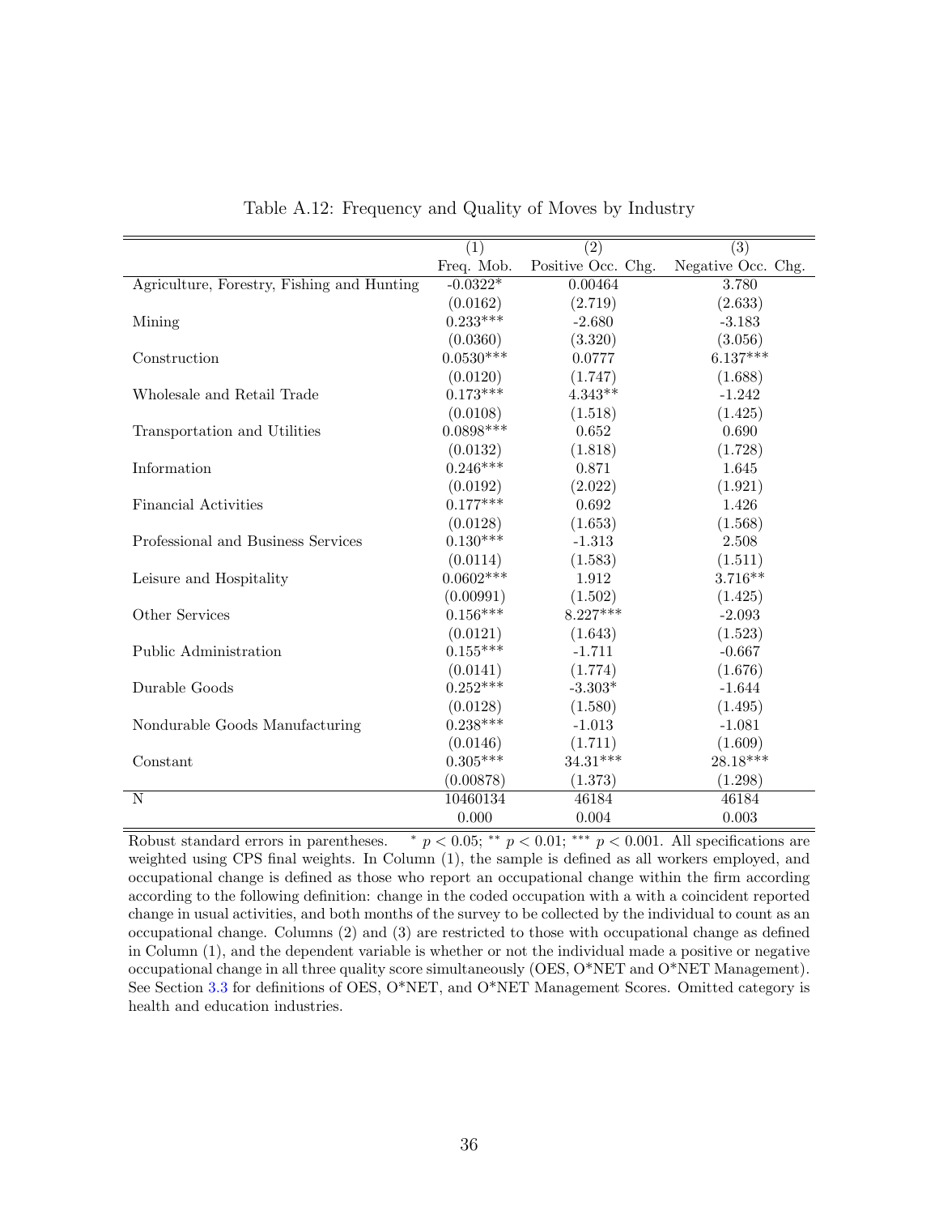Table A.12: Frequency and Quality of Moves by Industry

| | (1) | (2) | (3) |
|---|---|---|---|
| | Freq. Mob. | Positive Occ. Chg. | Negative Occ. Chg. |
| Agriculture, Forestry, Fishing and Hunting | -0.0322* | 0.00464 | 3.780 |
| | (0.0162) | (2.719) | (2.633) |
| Mining | 0.233*** | -2.680 | -3.183 |
| | (0.0360) | (3.320) | (3.056) |
| Construction | 0.0530*** | 0.0777 | 6.137*** |
| | (0.0120) | (1.747) | (1.688) |
| Wholesale and Retail Trade | 0.173*** | 4.343** | -1.242 |
| | (0.0108) | (1.518) | (1.425) |
| Transportation and Utilities | 0.0898*** | 0.652 | 0.690 |
| | (0.0132) | (1.818) | (1.728) |
| Information | 0.246*** | 0.871 | 1.645 |
| | (0.0192) | (2.022) | (1.921) |
| Financial Activities | 0.177*** | 0.692 | 1.426 |
| | (0.0128) | (1.653) | (1.568) |
| Professional and Business Services | 0.130*** | -1.313 | 2.508 |
| | (0.0114) | (1.583) | (1.511) |
| Leisure and Hospitality | 0.0602*** | 1.912 | 3.716** |
| | (0.00991) | (1.502) | (1.425) |
| Other Services | 0.156*** | 8.227*** | -2.093 |
| | (0.0121) | (1.643) | (1.523) |
| Public Administration | 0.155*** | -1.711 | -0.667 |
| | (0.0141) | (1.774) | (1.676) |
| Durable Goods | 0.252*** | -3.303* | -1.644 |
| | (0.0128) | (1.580) | (1.495) |
| Nondurable Goods Manufacturing | 0.238*** | -1.013 | -1.081 |
| | (0.0146) | (1.711) | (1.609) |
| Constant | 0.305*** | 34.31*** | 28.18*** |
| | (0.00878) | (1.373) | (1.298) |
| N | 10460134 | 46184 | 46184 |
| | 0.000 | 0.004 | 0.003 |

Robust standard errors in parentheses. * $p < 0.05$; ** $p < 0.01$; *** $p < 0.001$. All specifications are weighted using CPS final weights. In Column (1), the sample is defined as all workers employed, and occupational change is defined as those who report an occupational change within the firm according according to the following definition: change in the coded occupation with a with a coincident reported change in usual activities, and both months of the survey to be collected by the individual to count as an occupational change. Columns (2) and (3) are restricted to those with occupational change as defined in Column (1), and the dependent variable is whether or not the individual made a positive or negative occupational change in all three quality score simultaneously (OES, O*NET and O*NET Management). See Section 3.3 for definitions of OES, O*NET, and O*NET Management Scores. Omitted category is health and education industries.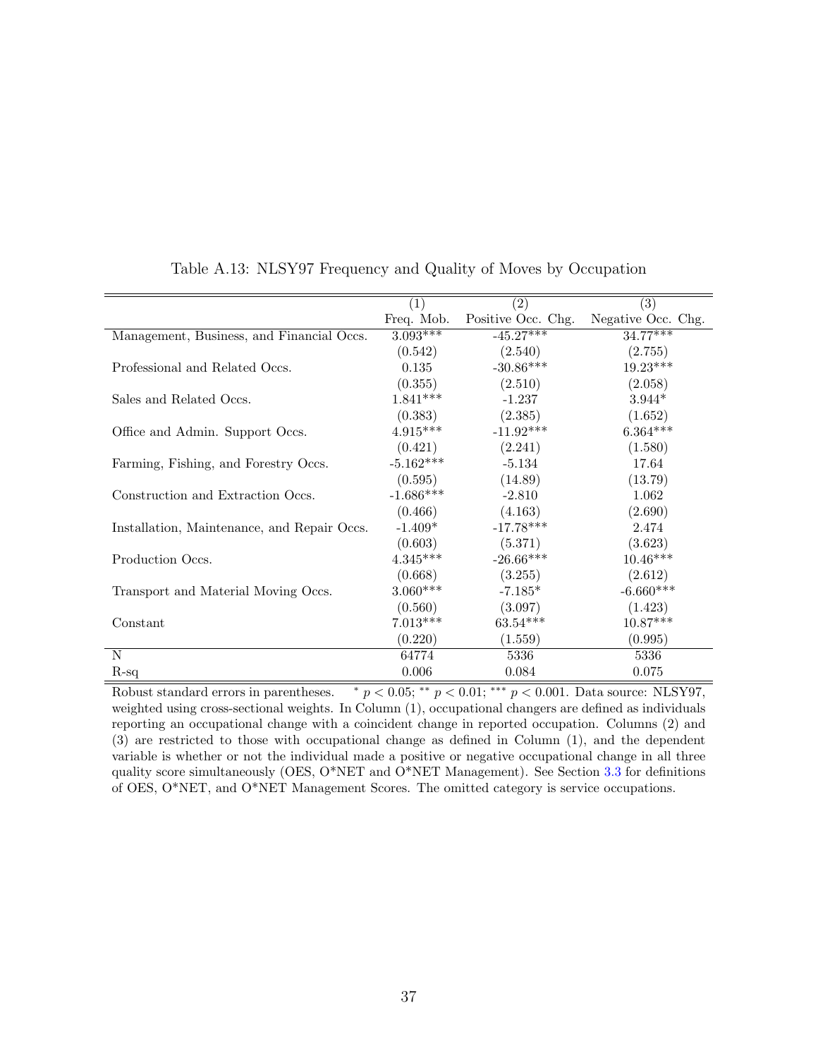Table A.13: NLSY97 Frequency and Quality of Moves by Occupation

| | (1) | (2) | (3) |
|---|---|---|---|
| | Freq. Mob. | Positive Occ. Chg. | Negative Occ. Chg. |
| Management, Business, and Financial Occs. | 3.093*** | -45.27*** | 34.77*** |
| | (0.542) | (2.540) | (2.755) |
| Professional and Related Occs. | 0.135 | -30.86*** | 19.23*** |
| | (0.355) | (2.510) | (2.058) |
| Sales and Related Occs. | 1.841*** | -1.237 | 3.944* |
| | (0.383) | (2.385) | (1.652) |
| Office and Admin. Support Occs. | 4.915*** | -11.92*** | 6.364*** |
| | (0.421) | (2.241) | (1.580) |
| Farming, Fishing, and Forestry Occs. | -5.162*** | -5.134 | 17.64 |
| | (0.595) | (14.89) | (13.79) |
| Construction and Extraction Occs. | -1.686*** | -2.810 | 1.062 |
| | (0.466) | (4.163) | (2.690) |
| Installation, Maintenance, and Repair Occs. | -1.409* | -17.78*** | 2.474 |
| | (0.603) | (5.371) | (3.623) |
| Production Occs. | 4.345*** | -26.66*** | 10.46*** |
| | (0.668) | (3.255) | (2.612) |
| Transport and Material Moving Occs. | 3.060*** | -7.185* | -6.660*** |
| | (0.560) | (3.097) | (1.423) |
| Constant | 7.013*** | 63.54*** | 10.87*** |
| | (0.220) | (1.559) | (0.995) |
| N | 64774 | 5336 | 5336 |
| R-sq | 0.006 | 0.084 | 0.075 |

Robust standard errors in parentheses. * $p < 0.05$; ** $p < 0.01$; *** $p < 0.001$. Data source: NLSY97, weighted using cross-sectional weights. In Column (1), occupational changers are defined as individuals reporting an occupational change with a coincident change in reported occupation. Columns (2) and (3) are restricted to those with occupational change as defined in Column (1), and the dependent variable is whether or not the individual made a positive or negative occupational change in all three quality score simultaneously (OES, O*NET and O*NET Management). See Section 3.3 for definitions of OES, O*NET, and O*NET Management Scores. The omitted category is service occupations.